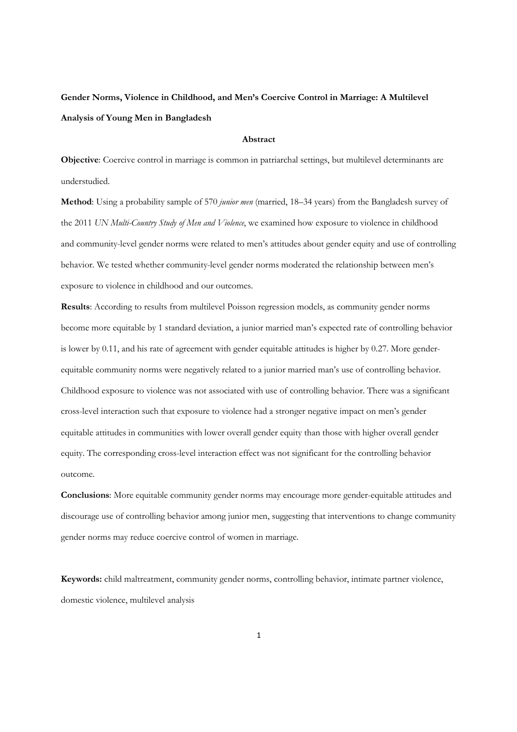# Gender Norms, Violence in Childhood, and Men's Coercive Control in Marriage: A Multilevel Analysis of Young Men in Bangladesh

## Abstract

**Objective**: Coercive control in marriage is common in patriarchal settings, but multilevel determinants are understudied.

**Method**: Using a probability sample of 570 *junior men* (married, 18–34 years) from the Bangladesh survey of the 2011 *UN Multi-Country Study of Men and Violence*, we examined how exposure to violence in childhood and community-level gender norms were related to men's attitudes about gender equity and use of controlling behavior. We tested whether community-level gender norms moderated the relationship between men's exposure to violence in childhood and our outcomes.

**Results**: According to results from multilevel Poisson regression models, as community gender norms become more equitable by 1 standard deviation, a junior married man's expected rate of controlling behavior is lower by 0.11, and his rate of agreement with gender equitable attitudes is higher by 0.27. More gender-equitable community norms were negatively related to a junior married man's use of controlling behavior. Childhood exposure to violence was not associated with use of controlling behavior. There was a significant cross-level interaction such that exposure to violence had a stronger negative impact on men's gender equitable attitudes in communities with lower overall gender equity than those with higher overall gender equity. The corresponding cross-level interaction effect was not significant for the controlling behavior outcome.

**Conclusions**: More equitable community gender norms may encourage more gender-equitable attitudes and discourage use of controlling behavior among junior men, suggesting that interventions to change community gender norms may reduce coercive control of women in marriage.

**Keywords:** child maltreatment, community gender norms, controlling behavior, intimate partner violence, domestic violence, multilevel analysis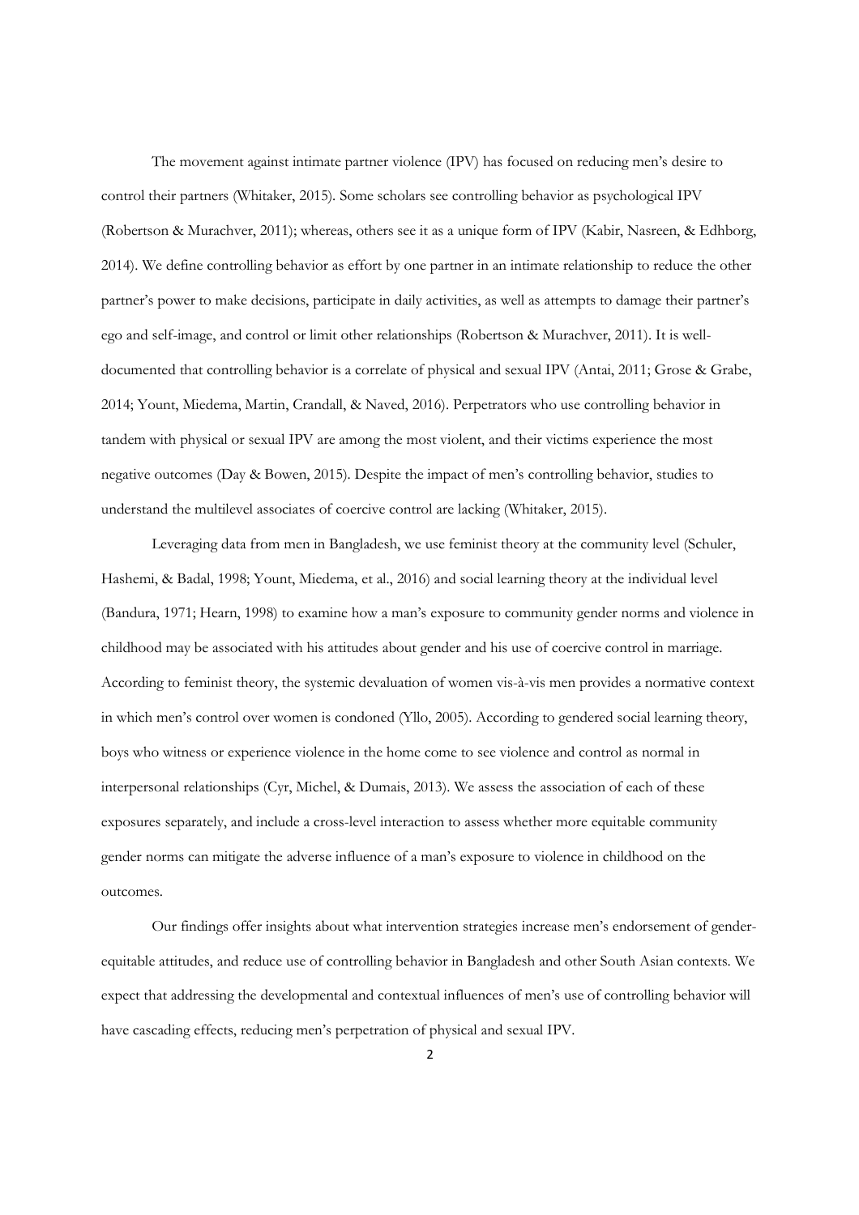The movement against intimate partner violence (IPV) has focused on reducing men's desire to control their partners (Whitaker, 2015). Some scholars see controlling behavior as psychological IPV (Robertson & Murachver, 2011); whereas, others see it as a unique form of IPV (Kabir, Nasreen, & Edhborg, 2014). We define controlling behavior as effort by one partner in an intimate relationship to reduce the other partner's power to make decisions, participate in daily activities, as well as attempts to damage their partner's ego and self-image, and control or limit other relationships (Robertson & Murachver, 2011). It is well-documented that controlling behavior is a correlate of physical and sexual IPV (Antai, 2011; Grose & Grabe, 2014; Yount, Miedema, Martin, Crandall, & Naved, 2016). Perpetrators who use controlling behavior in tandem with physical or sexual IPV are among the most violent, and their victims experience the most negative outcomes (Day & Bowen, 2015). Despite the impact of men's controlling behavior, studies to understand the multilevel associates of coercive control are lacking (Whitaker, 2015).

Leveraging data from men in Bangladesh, we use feminist theory at the community level (Schuler, Hashemi, & Badal, 1998; Yount, Miedema, et al., 2016) and social learning theory at the individual level (Bandura, 1971; Hearn, 1998) to examine how a man's exposure to community gender norms and violence in childhood may be associated with his attitudes about gender and his use of coercive control in marriage. According to feminist theory, the systemic devaluation of women vis-à-vis men provides a normative context in which men's control over women is condoned (Yllo, 2005). According to gendered social learning theory, boys who witness or experience violence in the home come to see violence and control as normal in interpersonal relationships (Cyr, Michel, & Dumais, 2013). We assess the association of each of these exposures separately, and include a cross-level interaction to assess whether more equitable community gender norms can mitigate the adverse influence of a man's exposure to violence in childhood on the outcomes.

Our findings offer insights about what intervention strategies increase men's endorsement of gender-equitable attitudes, and reduce use of controlling behavior in Bangladesh and other South Asian contexts. We expect that addressing the developmental and contextual influences of men's use of controlling behavior will have cascading effects, reducing men's perpetration of physical and sexual IPV.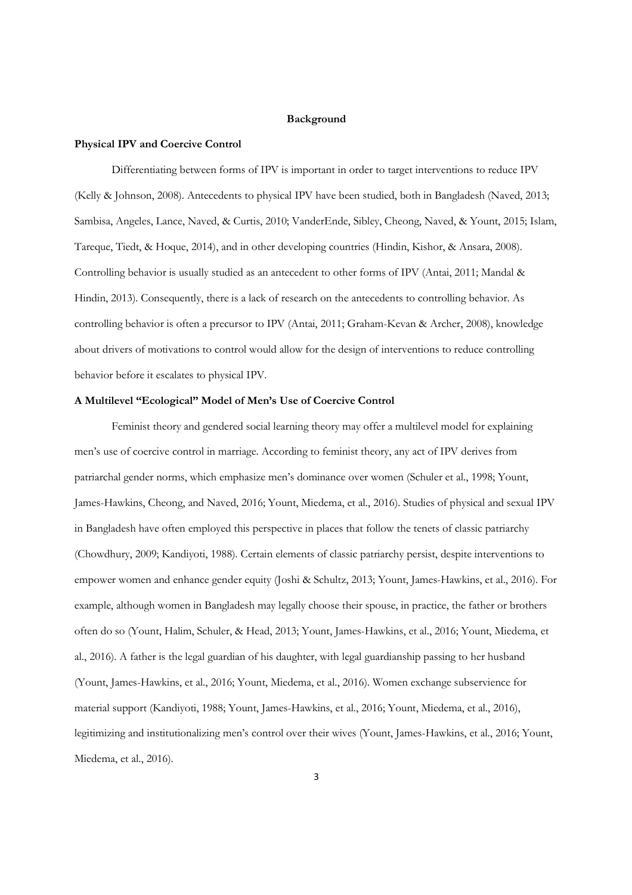## Background

### Physical IPV and Coercive Control

Differentiating between forms of IPV is important in order to target interventions to reduce IPV (Kelly & Johnson, 2008). Antecedents to physical IPV have been studied, both in Bangladesh (Naved, 2013; Sambisa, Angeles, Lance, Naved, & Curtis, 2010; VanderEnde, Sibley, Cheong, Naved, & Yount, 2015; Islam, Tareque, Tiedt, & Hoque, 2014), and in other developing countries (Hindin, Kishor, & Ansara, 2008). Controlling behavior is usually studied as an antecedent to other forms of IPV (Antai, 2011; Mandal & Hindin, 2013). Consequently, there is a lack of research on the antecedents to controlling behavior. As controlling behavior is often a precursor to IPV (Antai, 2011; Graham-Kevan & Archer, 2008), knowledge about drivers of motivations to control would allow for the design of interventions to reduce controlling behavior before it escalates to physical IPV.

### A Multilevel "Ecological" Model of Men's Use of Coercive Control

Feminist theory and gendered social learning theory may offer a multilevel model for explaining men's use of coercive control in marriage. According to feminist theory, any act of IPV derives from patriarchal gender norms, which emphasize men's dominance over women (Schuler et al., 1998; Yount, James-Hawkins, Cheong, and Naved, 2016; Yount, Miedema, et al., 2016). Studies of physical and sexual IPV in Bangladesh have often employed this perspective in places that follow the tenets of classic patriarchy (Chowdhury, 2009; Kandiyoti, 1988). Certain elements of classic patriarchy persist, despite interventions to empower women and enhance gender equity (Joshi & Schultz, 2013; Yount, James-Hawkins, et al., 2016). For example, although women in Bangladesh may legally choose their spouse, in practice, the father or brothers often do so (Yount, Halim, Schuler, & Head, 2013; Yount, James-Hawkins, et al., 2016; Yount, Miedema, et al., 2016). A father is the legal guardian of his daughter, with legal guardianship passing to her husband (Yount, James-Hawkins, et al., 2016; Yount, Miedema, et al., 2016). Women exchange subservience for material support (Kandiyoti, 1988; Yount, James-Hawkins, et al., 2016; Yount, Miedema, et al., 2016), legitimizing and institutionalizing men's control over their wives (Yount, James-Hawkins, et al., 2016; Yount, Miedema, et al., 2016).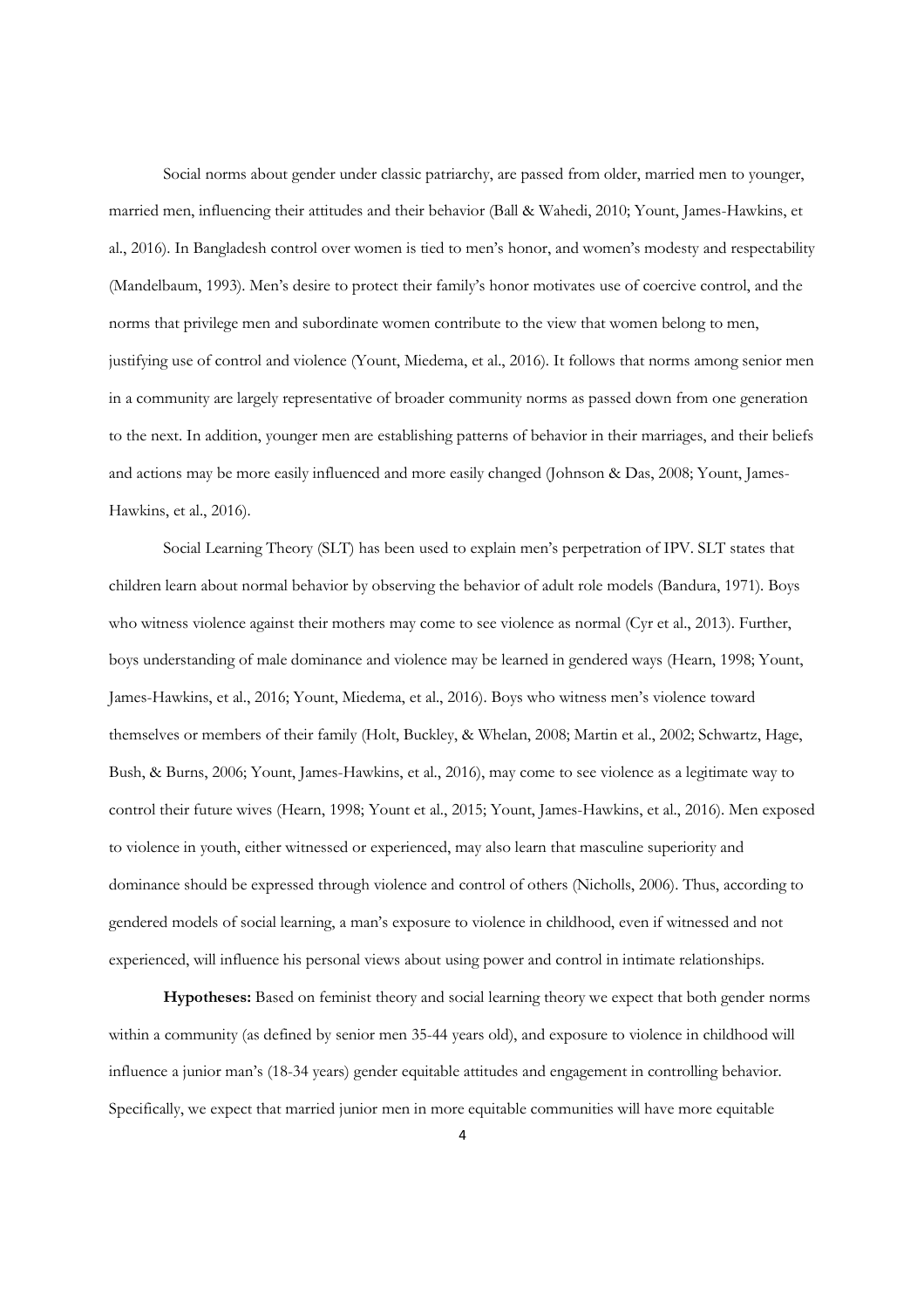Social norms about gender under classic patriarchy, are passed from older, married men to younger, married men, influencing their attitudes and their behavior (Ball & Wahedi, 2010; Yount, James-Hawkins, et al., 2016). In Bangladesh control over women is tied to men's honor, and women's modesty and respectability (Mandelbaum, 1993). Men's desire to protect their family's honor motivates use of coercive control, and the norms that privilege men and subordinate women contribute to the view that women belong to men, justifying use of control and violence (Yount, Miedema, et al., 2016). It follows that norms among senior men in a community are largely representative of broader community norms as passed down from one generation to the next. In addition, younger men are establishing patterns of behavior in their marriages, and their beliefs and actions may be more easily influenced and more easily changed (Johnson & Das, 2008; Yount, James-Hawkins, et al., 2016).

Social Learning Theory (SLT) has been used to explain men's perpetration of IPV. SLT states that children learn about normal behavior by observing the behavior of adult role models (Bandura, 1971). Boys who witness violence against their mothers may come to see violence as normal (Cyr et al., 2013). Further, boys understanding of male dominance and violence may be learned in gendered ways (Hearn, 1998; Yount, James-Hawkins, et al., 2016; Yount, Miedema, et al., 2016). Boys who witness men's violence toward themselves or members of their family (Holt, Buckley, & Whelan, 2008; Martin et al., 2002; Schwartz, Hage, Bush, & Burns, 2006; Yount, James-Hawkins, et al., 2016), may come to see violence as a legitimate way to control their future wives (Hearn, 1998; Yount et al., 2015; Yount, James-Hawkins, et al., 2016). Men exposed to violence in youth, either witnessed or experienced, may also learn that masculine superiority and dominance should be expressed through violence and control of others (Nicholls, 2006). Thus, according to gendered models of social learning, a man's exposure to violence in childhood, even if witnessed and not experienced, will influence his personal views about using power and control in intimate relationships.

**Hypotheses:** Based on feminist theory and social learning theory we expect that both gender norms within a community (as defined by senior men 35-44 years old), and exposure to violence in childhood will influence a junior man's (18-34 years) gender equitable attitudes and engagement in controlling behavior. Specifically, we expect that married junior men in more equitable communities will have more equitable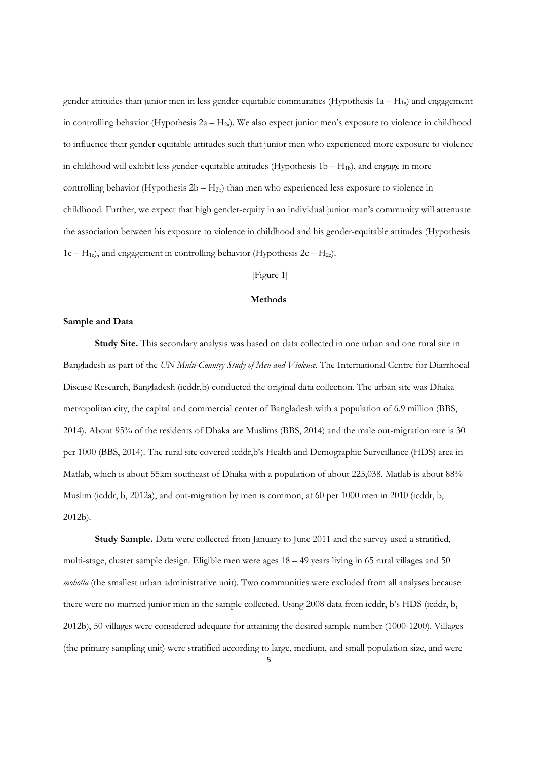gender attitudes than junior men in less gender-equitable communities (Hypothesis 1a – $H_{1a}$) and engagement in controlling behavior (Hypothesis 2a – $H_{2a}$). We also expect junior men's exposure to violence in childhood to influence their gender equitable attitudes such that junior men who experienced more exposure to violence in childhood will exhibit less gender-equitable attitudes (Hypothesis 1b – $H_{1b}$), and engage in more controlling behavior (Hypothesis 2b – $H_{2b}$) than men who experienced less exposure to violence in childhood. Further, we expect that high gender-equity in an individual junior man's community will attenuate the association between his exposure to violence in childhood and his gender-equitable attitudes (Hypothesis 1c – $H_{1c}$), and engagement in controlling behavior (Hypothesis 2c – $H_{2c}$).

[Figure 1]

## Methods

### Sample and Data

**Study Site.** This secondary analysis was based on data collected in one urban and one rural site in Bangladesh as part of the *UN Multi-Country Study of Men and Violence*. The International Centre for Diarrhoeal Disease Research, Bangladesh (icddr,b) conducted the original data collection. The urban site was Dhaka metropolitan city, the capital and commercial center of Bangladesh with a population of 6.9 million (BBS, 2014). About 95% of the residents of Dhaka are Muslims (BBS, 2014) and the male out-migration rate is 30 per 1000 (BBS, 2014). The rural site covered icddr,b's Health and Demographic Surveillance (HDS) area in Matlab, which is about 55km southeast of Dhaka with a population of about 225,038. Matlab is about 88% Muslim (icddr, b, 2012a), and out-migration by men is common, at 60 per 1000 men in 2010 (icddr, b, 2012b).

**Study Sample.** Data were collected from January to June 2011 and the survey used a stratified, multi-stage, cluster sample design. Eligible men were ages 18 – 49 years living in 65 rural villages and 50 *mohalla* (the smallest urban administrative unit). Two communities were excluded from all analyses because there were no married junior men in the sample collected. Using 2008 data from icddr, b's HDS (icddr, b, 2012b), 50 villages were considered adequate for attaining the desired sample number (1000-1200). Villages (the primary sampling unit) were stratified according to large, medium, and small population size, and were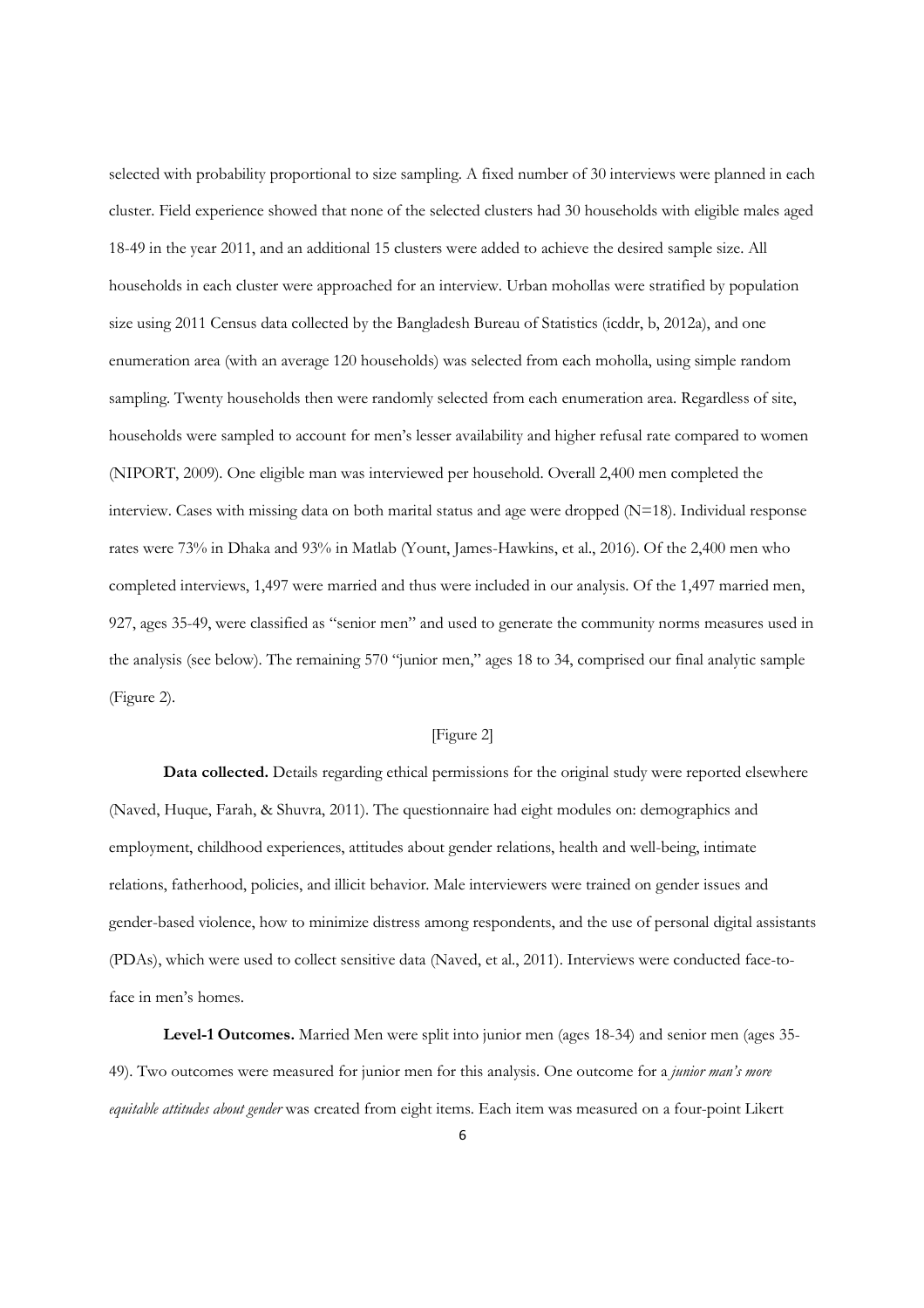selected with probability proportional to size sampling. A fixed number of 30 interviews were planned in each cluster. Field experience showed that none of the selected clusters had 30 households with eligible males aged 18-49 in the year 2011, and an additional 15 clusters were added to achieve the desired sample size. All households in each cluster were approached for an interview. Urban mohollas were stratified by population size using 2011 Census data collected by the Bangladesh Bureau of Statistics (icddr, b, 2012a), and one enumeration area (with an average 120 households) was selected from each moholla, using simple random sampling. Twenty households then were randomly selected from each enumeration area. Regardless of site, households were sampled to account for men's lesser availability and higher refusal rate compared to women (NIPORT, 2009). One eligible man was interviewed per household. Overall 2,400 men completed the interview. Cases with missing data on both marital status and age were dropped (N=18). Individual response rates were 73% in Dhaka and 93% in Matlab (Yount, James-Hawkins, et al., 2016). Of the 2,400 men who completed interviews, 1,497 were married and thus were included in our analysis. Of the 1,497 married men, 927, ages 35-49, were classified as "senior men" and used to generate the community norms measures used in the analysis (see below). The remaining 570 "junior men," ages 18 to 34, comprised our final analytic sample (Figure 2).

[Figure 2]

**Data collected.** Details regarding ethical permissions for the original study were reported elsewhere (Naved, Huque, Farah, & Shuvra, 2011). The questionnaire had eight modules on: demographics and employment, childhood experiences, attitudes about gender relations, health and well-being, intimate relations, fatherhood, policies, and illicit behavior. Male interviewers were trained on gender issues and gender-based violence, how to minimize distress among respondents, and the use of personal digital assistants (PDAs), which were used to collect sensitive data (Naved, et al., 2011). Interviews were conducted face-to-face in men's homes.

**Level-1 Outcomes.** Married Men were split into junior men (ages 18-34) and senior men (ages 35-49). Two outcomes were measured for junior men for this analysis. One outcome for a *junior man's more equitable attitudes about gender* was created from eight items. Each item was measured on a four-point Likert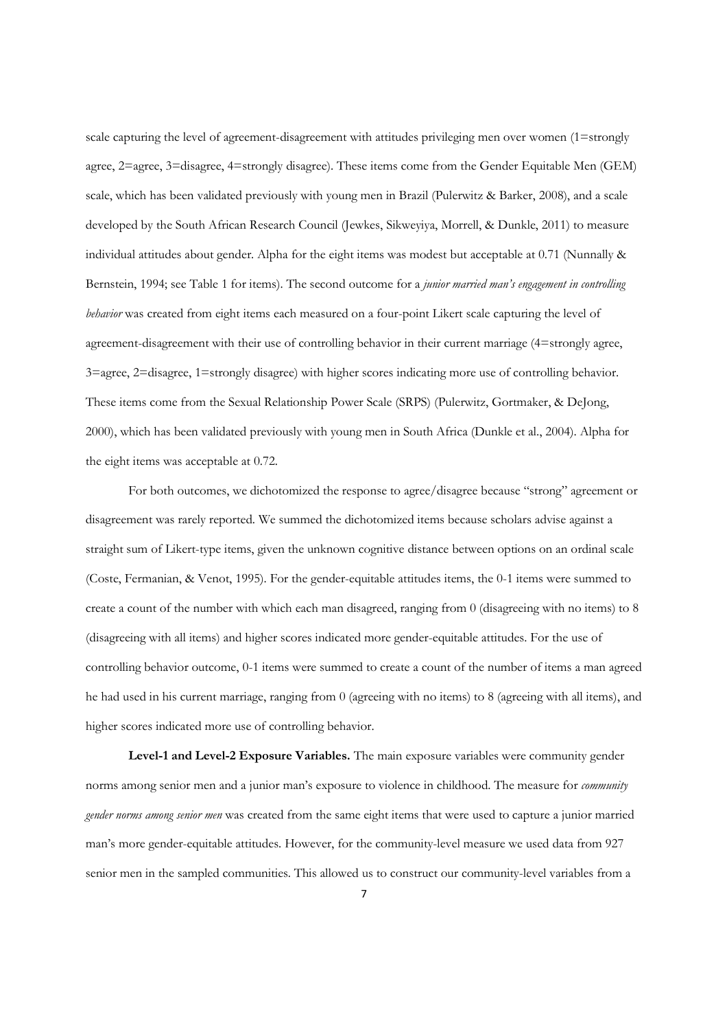scale capturing the level of agreement-disagreement with attitudes privileging men over women (1=strongly agree, 2=agree, 3=disagree, 4=strongly disagree). These items come from the Gender Equitable Men (GEM) scale, which has been validated previously with young men in Brazil (Pulerwitz & Barker, 2008), and a scale developed by the South African Research Council (Jewkes, Sikweyiya, Morrell, & Dunkle, 2011) to measure individual attitudes about gender. Alpha for the eight items was modest but acceptable at 0.71 (Nunnally & Bernstein, 1994; see Table 1 for items). The second outcome for a *junior married man's engagement in controlling behavior* was created from eight items each measured on a four-point Likert scale capturing the level of agreement-disagreement with their use of controlling behavior in their current marriage (4=strongly agree, 3=agree, 2=disagree, 1=strongly disagree) with higher scores indicating more use of controlling behavior. These items come from the Sexual Relationship Power Scale (SRPS) (Pulerwitz, Gortmaker, & DeJong, 2000), which has been validated previously with young men in South Africa (Dunkle et al., 2004). Alpha for the eight items was acceptable at 0.72.

For both outcomes, we dichotomized the response to agree/disagree because "strong" agreement or disagreement was rarely reported. We summed the dichotomized items because scholars advise against a straight sum of Likert-type items, given the unknown cognitive distance between options on an ordinal scale (Coste, Fermanian, & Venot, 1995). For the gender-equitable attitudes items, the 0-1 items were summed to create a count of the number with which each man disagreed, ranging from 0 (disagreeing with no items) to 8 (disagreeing with all items) and higher scores indicated more gender-equitable attitudes. For the use of controlling behavior outcome, 0-1 items were summed to create a count of the number of items a man agreed he had used in his current marriage, ranging from 0 (agreeing with no items) to 8 (agreeing with all items), and higher scores indicated more use of controlling behavior.

**Level-1 and Level-2 Exposure Variables.** The main exposure variables were community gender norms among senior men and a junior man's exposure to violence in childhood. The measure for *community gender norms among senior men* was created from the same eight items that were used to capture a junior married man's more gender-equitable attitudes. However, for the community-level measure we used data from 927 senior men in the sampled communities. This allowed us to construct our community-level variables from a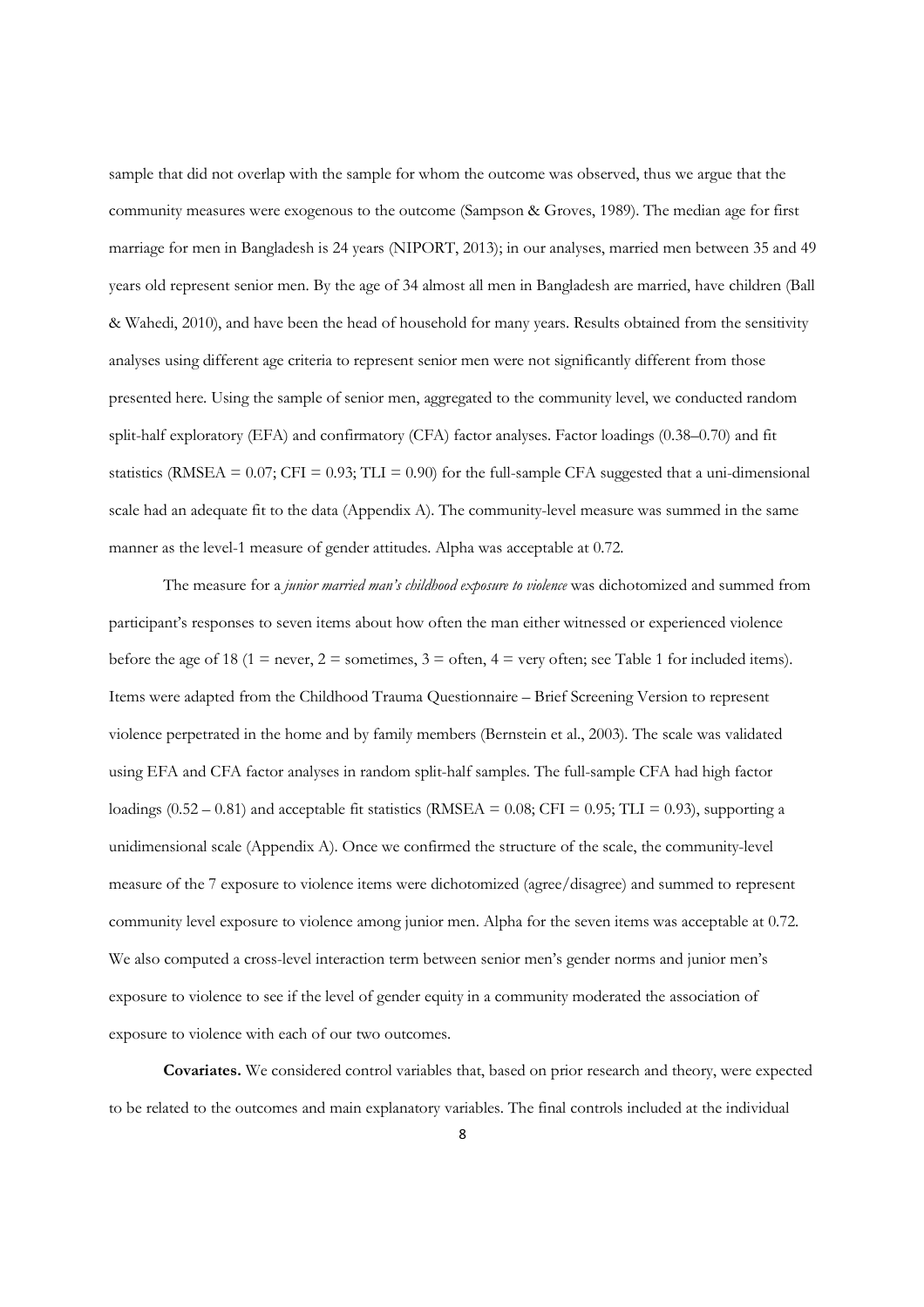sample that did not overlap with the sample for whom the outcome was observed, thus we argue that the community measures were exogenous to the outcome (Sampson & Groves, 1989). The median age for first marriage for men in Bangladesh is 24 years (NIPORT, 2013); in our analyses, married men between 35 and 49 years old represent senior men. By the age of 34 almost all men in Bangladesh are married, have children (Ball & Wahedi, 2010), and have been the head of household for many years. Results obtained from the sensitivity analyses using different age criteria to represent senior men were not significantly different from those presented here. Using the sample of senior men, aggregated to the community level, we conducted random split-half exploratory (EFA) and confirmatory (CFA) factor analyses. Factor loadings (0.38–0.70) and fit statistics (RMSEA = 0.07; CFI = 0.93; TLI = 0.90) for the full-sample CFA suggested that a uni-dimensional scale had an adequate fit to the data (Appendix A). The community-level measure was summed in the same manner as the level-1 measure of gender attitudes. Alpha was acceptable at 0.72.

The measure for a *junior married man's childhood exposure to violence* was dichotomized and summed from participant's responses to seven items about how often the man either witnessed or experienced violence before the age of 18 (1 = never, 2 = sometimes, 3 = often, 4 = very often; see Table 1 for included items). Items were adapted from the Childhood Trauma Questionnaire – Brief Screening Version to represent violence perpetrated in the home and by family members (Bernstein et al., 2003). The scale was validated using EFA and CFA factor analyses in random split-half samples. The full-sample CFA had high factor loadings (0.52 – 0.81) and acceptable fit statistics (RMSEA = 0.08; CFI = 0.95; TLI = 0.93), supporting a unidimensional scale (Appendix A). Once we confirmed the structure of the scale, the community-level measure of the 7 exposure to violence items were dichotomized (agree/disagree) and summed to represent community level exposure to violence among junior men. Alpha for the seven items was acceptable at 0.72. We also computed a cross-level interaction term between senior men's gender norms and junior men's exposure to violence to see if the level of gender equity in a community moderated the association of exposure to violence with each of our two outcomes.

**Covariates.** We considered control variables that, based on prior research and theory, were expected to be related to the outcomes and main explanatory variables. The final controls included at the individual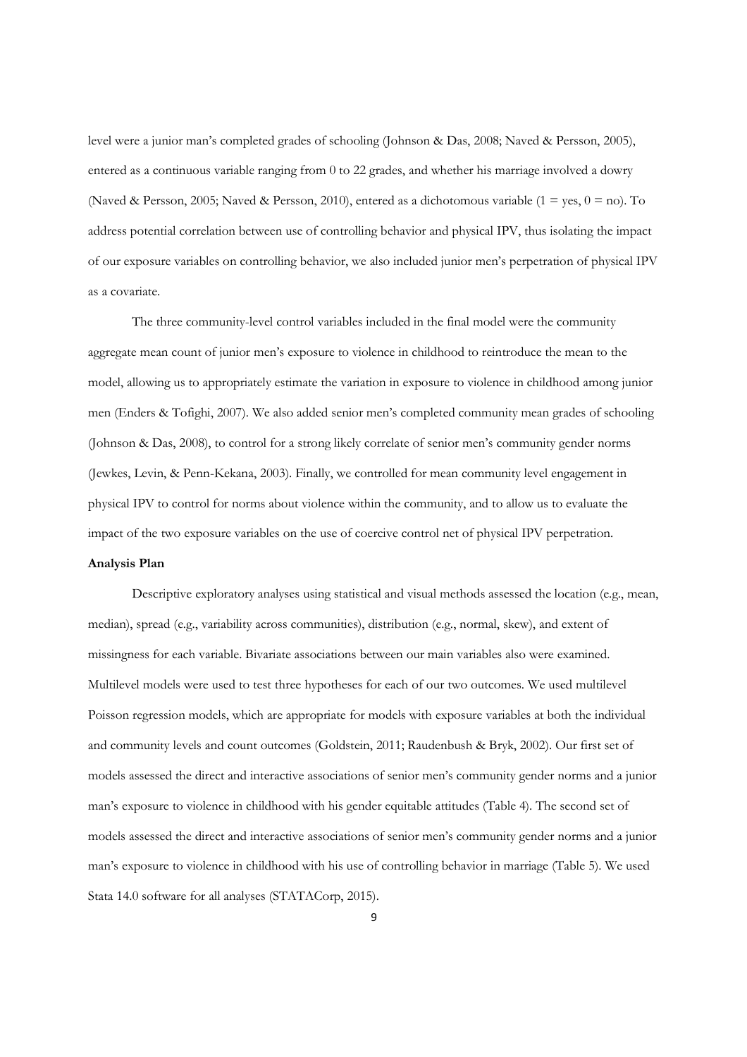level were a junior man's completed grades of schooling (Johnson & Das, 2008; Naved & Persson, 2005), entered as a continuous variable ranging from 0 to 22 grades, and whether his marriage involved a dowry (Naved & Persson, 2005; Naved & Persson, 2010), entered as a dichotomous variable (1 = yes, 0 = no). To address potential correlation between use of controlling behavior and physical IPV, thus isolating the impact of our exposure variables on controlling behavior, we also included junior men's perpetration of physical IPV as a covariate.

The three community-level control variables included in the final model were the community aggregate mean count of junior men's exposure to violence in childhood to reintroduce the mean to the model, allowing us to appropriately estimate the variation in exposure to violence in childhood among junior men (Enders & Tofighi, 2007). We also added senior men's completed community mean grades of schooling (Johnson & Das, 2008), to control for a strong likely correlate of senior men's community gender norms (Jewkes, Levin, & Penn-Kekana, 2003). Finally, we controlled for mean community level engagement in physical IPV to control for norms about violence within the community, and to allow us to evaluate the impact of the two exposure variables on the use of coercive control net of physical IPV perpetration.

**Analysis Plan**

Descriptive exploratory analyses using statistical and visual methods assessed the location (e.g., mean, median), spread (e.g., variability across communities), distribution (e.g., normal, skew), and extent of missingness for each variable. Bivariate associations between our main variables also were examined. Multilevel models were used to test three hypotheses for each of our two outcomes. We used multilevel Poisson regression models, which are appropriate for models with exposure variables at both the individual and community levels and count outcomes (Goldstein, 2011; Raudenbush & Bryk, 2002). Our first set of models assessed the direct and interactive associations of senior men's community gender norms and a junior man's exposure to violence in childhood with his gender equitable attitudes (Table 4). The second set of models assessed the direct and interactive associations of senior men's community gender norms and a junior man's exposure to violence in childhood with his use of controlling behavior in marriage (Table 5). We used Stata 14.0 software for all analyses (STATACorp, 2015).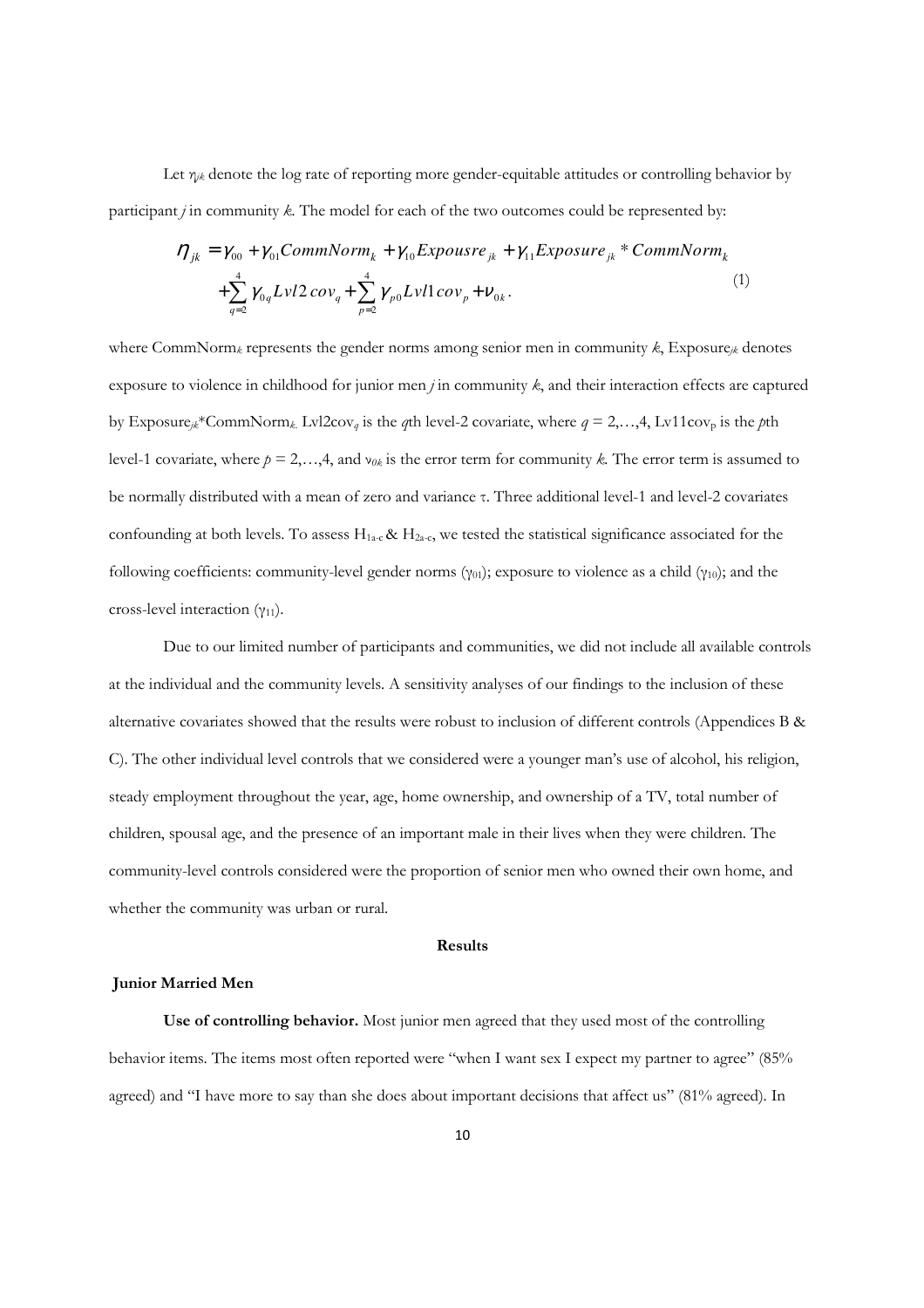Let $\eta_{jk}$ denote the log rate of reporting more gender-equitable attitudes or controlling behavior by participant *j* in community *k*. The model for each of the two outcomes could be represented by:

$$\eta_{jk} = \gamma_{00} + \gamma_{01} CommNorm_k + \gamma_{10} Expousre_{jk} + \gamma_{11} Exposure_{jk} * CommNorm_k + \sum_{q=2}^{4} \gamma_{0q} Lvl2\,cov_q + \sum_{p=2}^{4} \gamma_{p0} Lvl1\,cov_p + \nu_{0k}. \quad (1)$$

where $CommNorm_k$ represents the gender norms among senior men in community *k*, $Exposure_{jk}$ denotes exposure to violence in childhood for junior men *j* in community *k*, and their interaction effects are captured by $Exposure_{jk}*CommNorm_k$. $Lvl2cov_q$ is the *q*th level-2 covariate, where $q = 2,\ldots,4$, $Lv11cov_p$ is the *p*th level-1 covariate, where $p = 2,\ldots,4$, and $\nu_{0k}$ is the error term for community *k*. The error term is assumed to be normally distributed with a mean of zero and variance $\tau$. Three additional level-1 and level-2 covariates confounding at both levels. To assess $H_{1a\text{-}c}$ & $H_{2a\text{-}c}$, we tested the statistical significance associated for the following coefficients: community-level gender norms ($\gamma_{01}$); exposure to violence as a child ($\gamma_{10}$); and the cross-level interaction ($\gamma_{11}$).

Due to our limited number of participants and communities, we did not include all available controls at the individual and the community levels. A sensitivity analyses of our findings to the inclusion of these alternative covariates showed that the results were robust to inclusion of different controls (Appendices B & C). The other individual level controls that we considered were a younger man's use of alcohol, his religion, steady employment throughout the year, age, home ownership, and ownership of a TV, total number of children, spousal age, and the presence of an important male in their lives when they were children. The community-level controls considered were the proportion of senior men who owned their own home, and whether the community was urban or rural.

## Results

### Junior Married Men

**Use of controlling behavior.** Most junior men agreed that they used most of the controlling behavior items. The items most often reported were "when I want sex I expect my partner to agree" (85% agreed) and "I have more to say than she does about important decisions that affect us" (81% agreed). In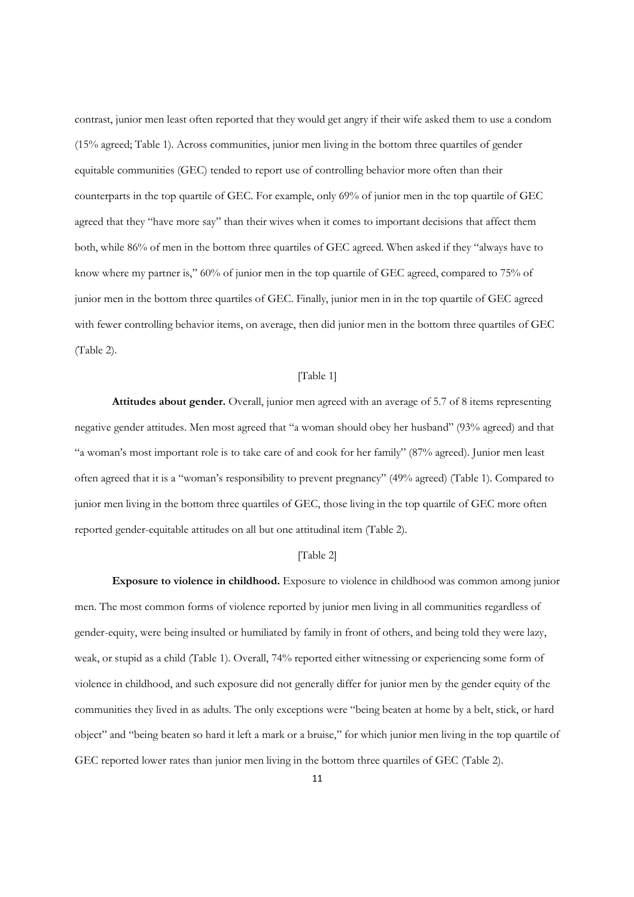contrast, junior men least often reported that they would get angry if their wife asked them to use a condom (15% agreed; Table 1). Across communities, junior men living in the bottom three quartiles of gender equitable communities (GEC) tended to report use of controlling behavior more often than their counterparts in the top quartile of GEC. For example, only 69% of junior men in the top quartile of GEC agreed that they "have more say" than their wives when it comes to important decisions that affect them both, while 86% of men in the bottom three quartiles of GEC agreed. When asked if they "always have to know where my partner is," 60% of junior men in the top quartile of GEC agreed, compared to 75% of junior men in the bottom three quartiles of GEC. Finally, junior men in in the top quartile of GEC agreed with fewer controlling behavior items, on average, then did junior men in the bottom three quartiles of GEC (Table 2).

[Table 1]

**Attitudes about gender.** Overall, junior men agreed with an average of 5.7 of 8 items representing negative gender attitudes. Men most agreed that "a woman should obey her husband" (93% agreed) and that "a woman's most important role is to take care of and cook for her family" (87% agreed). Junior men least often agreed that it is a "woman's responsibility to prevent pregnancy" (49% agreed) (Table 1). Compared to junior men living in the bottom three quartiles of GEC, those living in the top quartile of GEC more often reported gender-equitable attitudes on all but one attitudinal item (Table 2).

[Table 2]

**Exposure to violence in childhood.** Exposure to violence in childhood was common among junior men. The most common forms of violence reported by junior men living in all communities regardless of gender-equity, were being insulted or humiliated by family in front of others, and being told they were lazy, weak, or stupid as a child (Table 1). Overall, 74% reported either witnessing or experiencing some form of violence in childhood, and such exposure did not generally differ for junior men by the gender equity of the communities they lived in as adults. The only exceptions were "being beaten at home by a belt, stick, or hard object" and "being beaten so hard it left a mark or a bruise," for which junior men living in the top quartile of GEC reported lower rates than junior men living in the bottom three quartiles of GEC (Table 2).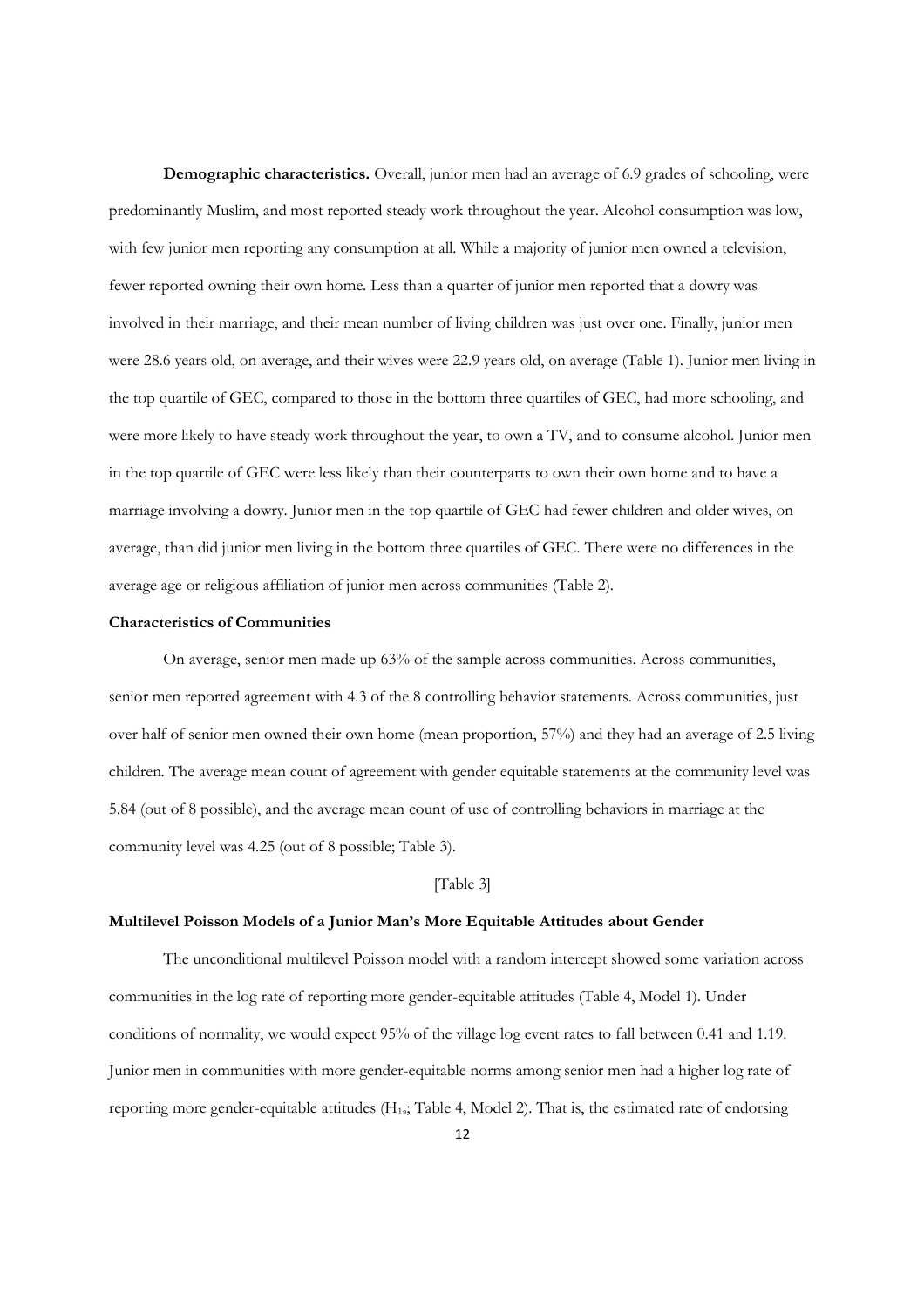**Demographic characteristics.** Overall, junior men had an average of 6.9 grades of schooling, were predominantly Muslim, and most reported steady work throughout the year. Alcohol consumption was low, with few junior men reporting any consumption at all. While a majority of junior men owned a television, fewer reported owning their own home. Less than a quarter of junior men reported that a dowry was involved in their marriage, and their mean number of living children was just over one. Finally, junior men were 28.6 years old, on average, and their wives were 22.9 years old, on average (Table 1). Junior men living in the top quartile of GEC, compared to those in the bottom three quartiles of GEC, had more schooling, and were more likely to have steady work throughout the year, to own a TV, and to consume alcohol. Junior men in the top quartile of GEC were less likely than their counterparts to own their own home and to have a marriage involving a dowry. Junior men in the top quartile of GEC had fewer children and older wives, on average, than did junior men living in the bottom three quartiles of GEC. There were no differences in the average age or religious affiliation of junior men across communities (Table 2).

### Characteristics of Communities

On average, senior men made up 63% of the sample across communities. Across communities, senior men reported agreement with 4.3 of the 8 controlling behavior statements. Across communities, just over half of senior men owned their own home (mean proportion, 57%) and they had an average of 2.5 living children. The average mean count of agreement with gender equitable statements at the community level was 5.84 (out of 8 possible), and the average mean count of use of controlling behaviors in marriage at the community level was 4.25 (out of 8 possible; Table 3).

[Table 3]

### Multilevel Poisson Models of a Junior Man's More Equitable Attitudes about Gender

The unconditional multilevel Poisson model with a random intercept showed some variation across communities in the log rate of reporting more gender-equitable attitudes (Table 4, Model 1). Under conditions of normality, we would expect 95% of the village log event rates to fall between 0.41 and 1.19. Junior men in communities with more gender-equitable norms among senior men had a higher log rate of reporting more gender-equitable attitudes ($H_{1a}$; Table 4, Model 2). That is, the estimated rate of endorsing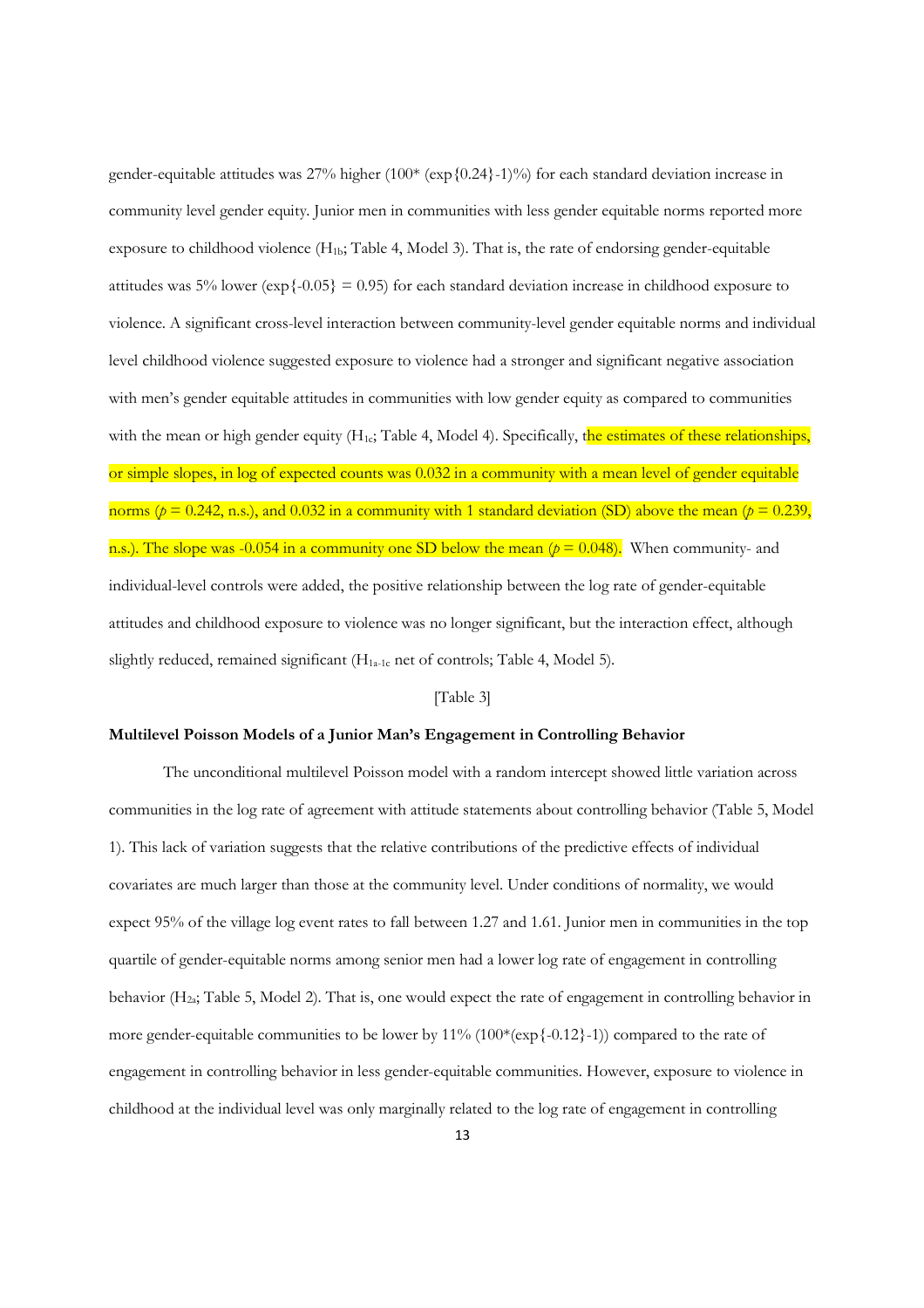gender-equitable attitudes was 27% higher (100* (exp{0.24}-1)%) for each standard deviation increase in community level gender equity. Junior men in communities with less gender equitable norms reported more exposure to childhood violence ($H_{1b}$; Table 4, Model 3). That is, the rate of endorsing gender-equitable attitudes was 5% lower (exp{-0.05} = 0.95) for each standard deviation increase in childhood exposure to violence. A significant cross-level interaction between community-level gender equitable norms and individual level childhood violence suggested exposure to violence had a stronger and significant negative association with men's gender equitable attitudes in communities with low gender equity as compared to communities with the mean or high gender equity ($H_{1c}$; Table 4, Model 4). Specifically, the estimates of these relationships, or simple slopes, in log of expected counts was 0.032 in a community with a mean level of gender equitable norms ($p = 0.242$, n.s.), and 0.032 in a community with 1 standard deviation (SD) above the mean ($p = 0.239$, n.s.). The slope was -0.054 in a community one SD below the mean ($p = 0.048$). When community- and individual-level controls were added, the positive relationship between the log rate of gender-equitable attitudes and childhood exposure to violence was no longer significant, but the interaction effect, although slightly reduced, remained significant ($H_{1a\text{-}1c}$ net of controls; Table 4, Model 5).

[Table 3]

**Multilevel Poisson Models of a Junior Man's Engagement in Controlling Behavior**

The unconditional multilevel Poisson model with a random intercept showed little variation across communities in the log rate of agreement with attitude statements about controlling behavior (Table 5, Model 1). This lack of variation suggests that the relative contributions of the predictive effects of individual covariates are much larger than those at the community level. Under conditions of normality, we would expect 95% of the village log event rates to fall between 1.27 and 1.61. Junior men in communities in the top quartile of gender-equitable norms among senior men had a lower log rate of engagement in controlling behavior ($H_{2a}$; Table 5, Model 2). That is, one would expect the rate of engagement in controlling behavior in more gender-equitable communities to be lower by 11% (100*(exp{-0.12}-1)) compared to the rate of engagement in controlling behavior in less gender-equitable communities. However, exposure to violence in childhood at the individual level was only marginally related to the log rate of engagement in controlling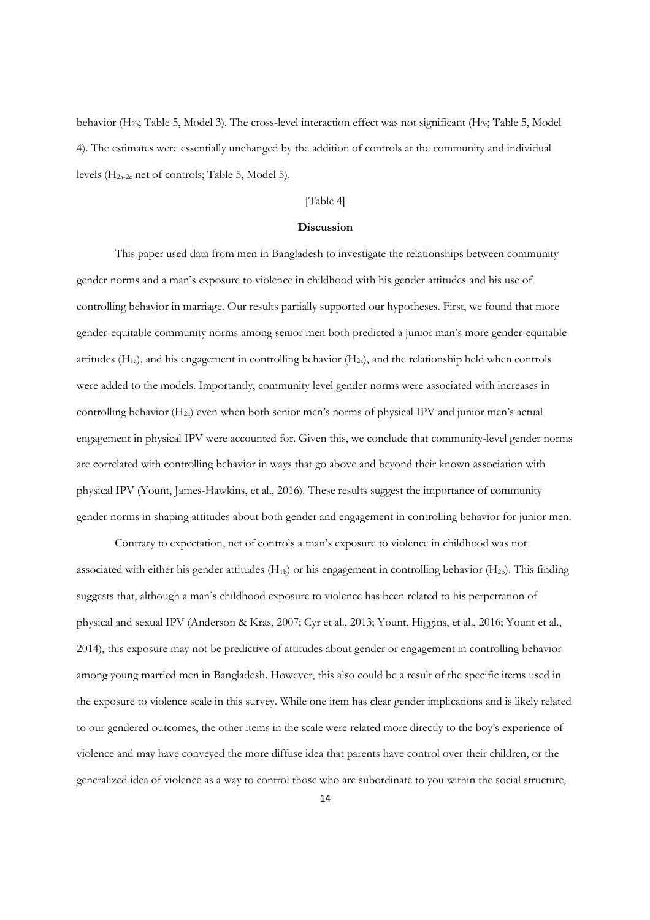behavior ($H_{2b}$; Table 5, Model 3). The cross-level interaction effect was not significant ($H_{2c}$; Table 5, Model 4). The estimates were essentially unchanged by the addition of controls at the community and individual levels ($H_{2a\text{-}2c}$ net of controls; Table 5, Model 5).

[Table 4]

## Discussion

This paper used data from men in Bangladesh to investigate the relationships between community gender norms and a man's exposure to violence in childhood with his gender attitudes and his use of controlling behavior in marriage. Our results partially supported our hypotheses. First, we found that more gender-equitable community norms among senior men both predicted a junior man's more gender-equitable attitudes ($H_{1a}$), and his engagement in controlling behavior ($H_{2a}$), and the relationship held when controls were added to the models. Importantly, community level gender norms were associated with increases in controlling behavior ($H_{2a}$) even when both senior men's norms of physical IPV and junior men's actual engagement in physical IPV were accounted for. Given this, we conclude that community-level gender norms are correlated with controlling behavior in ways that go above and beyond their known association with physical IPV (Yount, James-Hawkins, et al., 2016). These results suggest the importance of community gender norms in shaping attitudes about both gender and engagement in controlling behavior for junior men.

Contrary to expectation, net of controls a man's exposure to violence in childhood was not associated with either his gender attitudes ($H_{1b}$) or his engagement in controlling behavior ($H_{2b}$). This finding suggests that, although a man's childhood exposure to violence has been related to his perpetration of physical and sexual IPV (Anderson & Kras, 2007; Cyr et al., 2013; Yount, Higgins, et al., 2016; Yount et al., 2014), this exposure may not be predictive of attitudes about gender or engagement in controlling behavior among young married men in Bangladesh. However, this also could be a result of the specific items used in the exposure to violence scale in this survey. While one item has clear gender implications and is likely related to our gendered outcomes, the other items in the scale were related more directly to the boy's experience of violence and may have conveyed the more diffuse idea that parents have control over their children, or the generalized idea of violence as a way to control those who are subordinate to you within the social structure,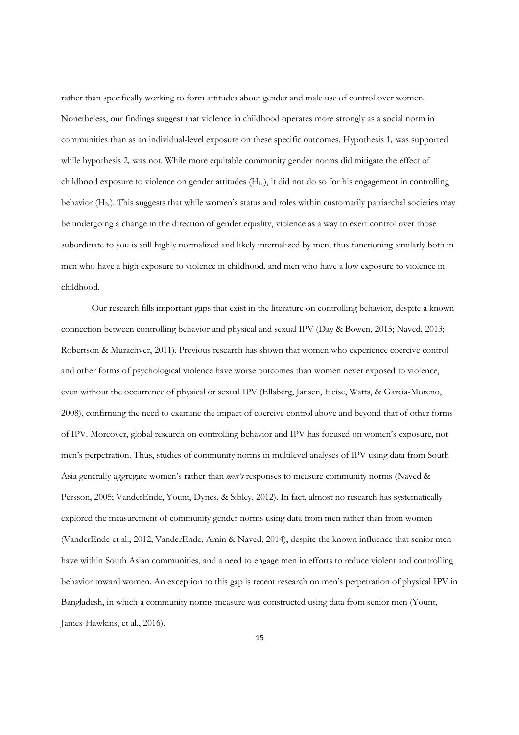rather than specifically working to form attitudes about gender and male use of control over women. Nonetheless, our findings suggest that violence in childhood operates more strongly as a social norm in communities than as an individual-level exposure on these specific outcomes. Hypothesis $1_c$ was supported while hypothesis $2_c$ was not. While more equitable community gender norms did mitigate the effect of childhood exposure to violence on gender attitudes ($H_{1c}$), it did not do so for his engagement in controlling behavior ($H_{2c}$). This suggests that while women's status and roles within customarily patriarchal societies may be undergoing a change in the direction of gender equality, violence as a way to exert control over those subordinate to you is still highly normalized and likely internalized by men, thus functioning similarly both in men who have a high exposure to violence in childhood, and men who have a low exposure to violence in childhood.

Our research fills important gaps that exist in the literature on controlling behavior, despite a known connection between controlling behavior and physical and sexual IPV (Day & Bowen, 2015; Naved, 2013; Robertson & Murachver, 2011). Previous research has shown that women who experience coercive control and other forms of psychological violence have worse outcomes than women never exposed to violence, even without the occurrence of physical or sexual IPV (Ellsberg, Jansen, Heise, Watts, & Garcia-Moreno, 2008), confirming the need to examine the impact of coercive control above and beyond that of other forms of IPV. Moreover, global research on controlling behavior and IPV has focused on women's exposure, not men's perpetration. Thus, studies of community norms in multilevel analyses of IPV using data from South Asia generally aggregate women's rather than *men's* responses to measure community norms (Naved & Persson, 2005; VanderEnde, Yount, Dynes, & Sibley, 2012). In fact, almost no research has systematically explored the measurement of community gender norms using data from men rather than from women (VanderEnde et al., 2012; VanderEnde, Amin & Naved, 2014), despite the known influence that senior men have within South Asian communities, and a need to engage men in efforts to reduce violent and controlling behavior toward women. An exception to this gap is recent research on men's perpetration of physical IPV in Bangladesh, in which a community norms measure was constructed using data from senior men (Yount, James-Hawkins, et al., 2016).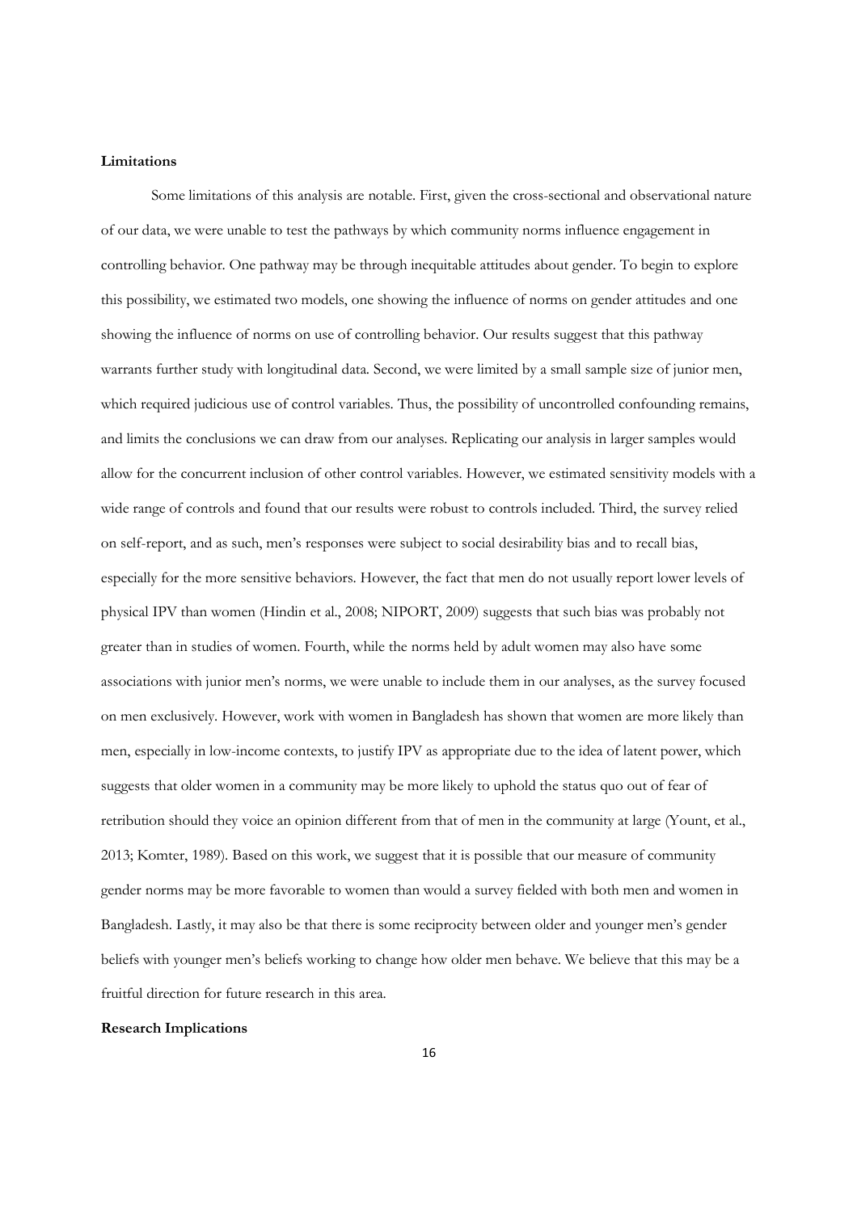**Limitations**

Some limitations of this analysis are notable. First, given the cross-sectional and observational nature of our data, we were unable to test the pathways by which community norms influence engagement in controlling behavior. One pathway may be through inequitable attitudes about gender. To begin to explore this possibility, we estimated two models, one showing the influence of norms on gender attitudes and one showing the influence of norms on use of controlling behavior. Our results suggest that this pathway warrants further study with longitudinal data. Second, we were limited by a small sample size of junior men, which required judicious use of control variables. Thus, the possibility of uncontrolled confounding remains, and limits the conclusions we can draw from our analyses. Replicating our analysis in larger samples would allow for the concurrent inclusion of other control variables. However, we estimated sensitivity models with a wide range of controls and found that our results were robust to controls included. Third, the survey relied on self-report, and as such, men's responses were subject to social desirability bias and to recall bias, especially for the more sensitive behaviors. However, the fact that men do not usually report lower levels of physical IPV than women (Hindin et al., 2008; NIPORT, 2009) suggests that such bias was probably not greater than in studies of women. Fourth, while the norms held by adult women may also have some associations with junior men's norms, we were unable to include them in our analyses, as the survey focused on men exclusively. However, work with women in Bangladesh has shown that women are more likely than men, especially in low-income contexts, to justify IPV as appropriate due to the idea of latent power, which suggests that older women in a community may be more likely to uphold the status quo out of fear of retribution should they voice an opinion different from that of men in the community at large (Yount, et al., 2013; Komter, 1989). Based on this work, we suggest that it is possible that our measure of community gender norms may be more favorable to women than would a survey fielded with both men and women in Bangladesh. Lastly, it may also be that there is some reciprocity between older and younger men's gender beliefs with younger men's beliefs working to change how older men behave. We believe that this may be a fruitful direction for future research in this area.

**Research Implications**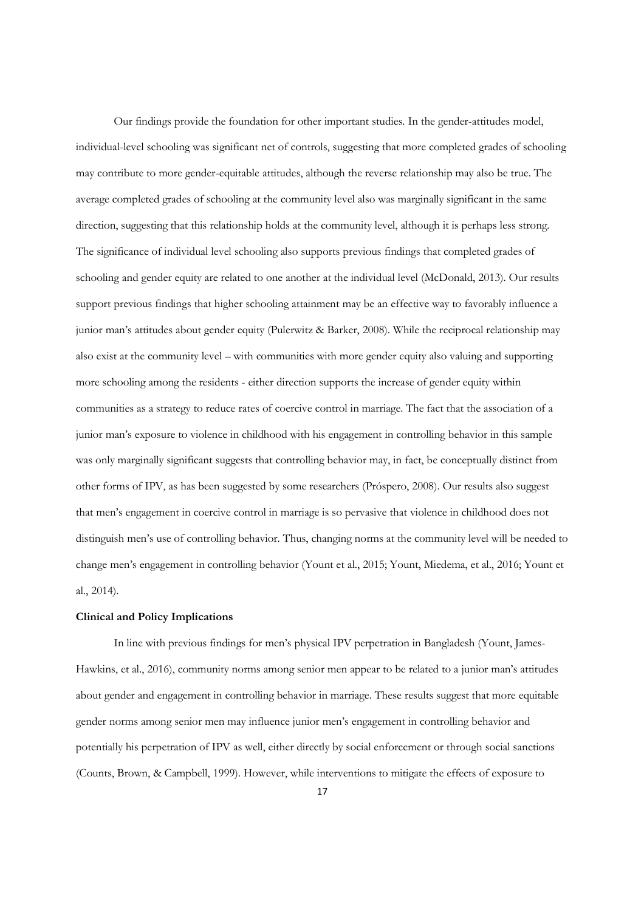Our findings provide the foundation for other important studies. In the gender-attitudes model, individual-level schooling was significant net of controls, suggesting that more completed grades of schooling may contribute to more gender-equitable attitudes, although the reverse relationship may also be true. The average completed grades of schooling at the community level also was marginally significant in the same direction, suggesting that this relationship holds at the community level, although it is perhaps less strong. The significance of individual level schooling also supports previous findings that completed grades of schooling and gender equity are related to one another at the individual level (McDonald, 2013). Our results support previous findings that higher schooling attainment may be an effective way to favorably influence a junior man's attitudes about gender equity (Pulerwitz & Barker, 2008). While the reciprocal relationship may also exist at the community level – with communities with more gender equity also valuing and supporting more schooling among the residents - either direction supports the increase of gender equity within communities as a strategy to reduce rates of coercive control in marriage. The fact that the association of a junior man's exposure to violence in childhood with his engagement in controlling behavior in this sample was only marginally significant suggests that controlling behavior may, in fact, be conceptually distinct from other forms of IPV, as has been suggested by some researchers (Próspero, 2008). Our results also suggest that men's engagement in coercive control in marriage is so pervasive that violence in childhood does not distinguish men's use of controlling behavior. Thus, changing norms at the community level will be needed to change men's engagement in controlling behavior (Yount et al., 2015; Yount, Miedema, et al., 2016; Yount et al., 2014).

**Clinical and Policy Implications**

In line with previous findings for men's physical IPV perpetration in Bangladesh (Yount, James-Hawkins, et al., 2016), community norms among senior men appear to be related to a junior man's attitudes about gender and engagement in controlling behavior in marriage. These results suggest that more equitable gender norms among senior men may influence junior men's engagement in controlling behavior and potentially his perpetration of IPV as well, either directly by social enforcement or through social sanctions (Counts, Brown, & Campbell, 1999). However, while interventions to mitigate the effects of exposure to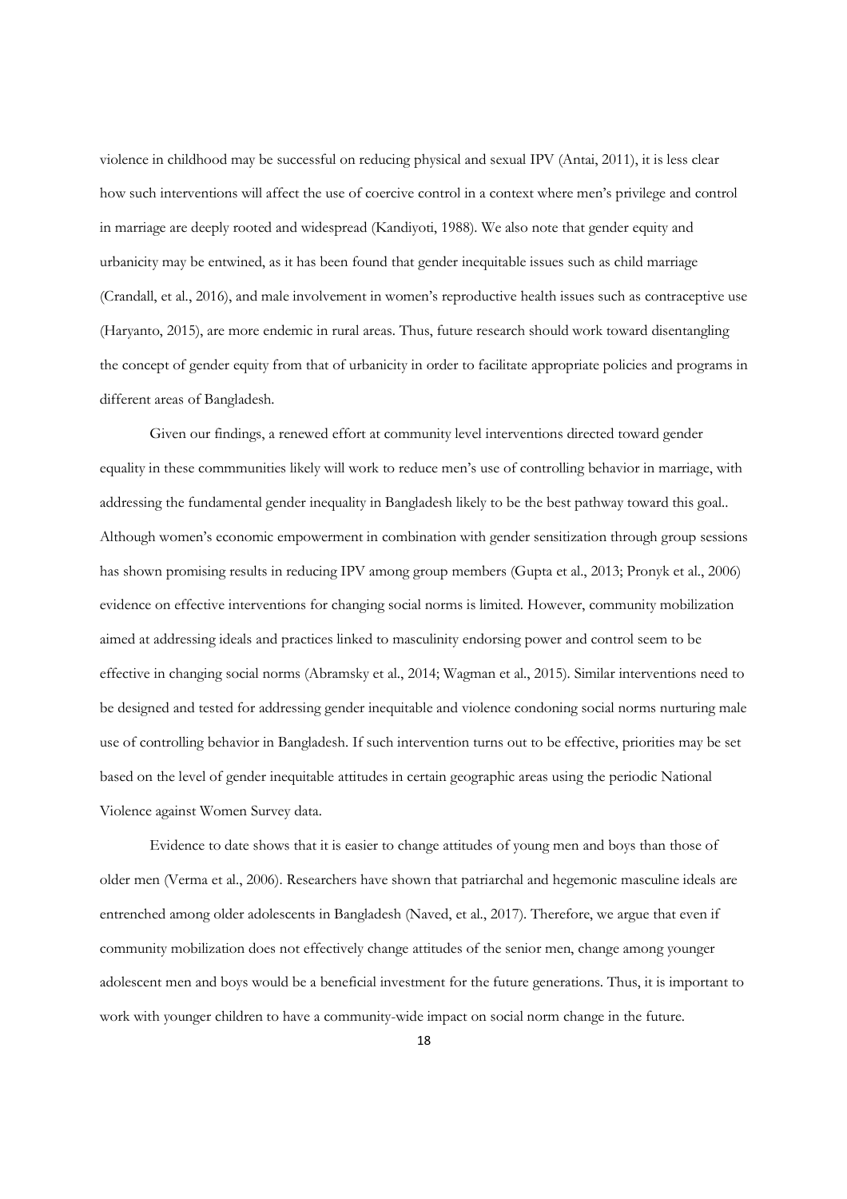violence in childhood may be successful on reducing physical and sexual IPV (Antai, 2011), it is less clear how such interventions will affect the use of coercive control in a context where men's privilege and control in marriage are deeply rooted and widespread (Kandiyoti, 1988). We also note that gender equity and urbanicity may be entwined, as it has been found that gender inequitable issues such as child marriage (Crandall, et al., 2016), and male involvement in women's reproductive health issues such as contraceptive use (Haryanto, 2015), are more endemic in rural areas. Thus, future research should work toward disentangling the concept of gender equity from that of urbanicity in order to facilitate appropriate policies and programs in different areas of Bangladesh.

Given our findings, a renewed effort at community level interventions directed toward gender equality in these commmunities likely will work to reduce men's use of controlling behavior in marriage, with addressing the fundamental gender inequality in Bangladesh likely to be the best pathway toward this goal.. Although women's economic empowerment in combination with gender sensitization through group sessions has shown promising results in reducing IPV among group members (Gupta et al., 2013; Pronyk et al., 2006) evidence on effective interventions for changing social norms is limited. However, community mobilization aimed at addressing ideals and practices linked to masculinity endorsing power and control seem to be effective in changing social norms (Abramsky et al., 2014; Wagman et al., 2015). Similar interventions need to be designed and tested for addressing gender inequitable and violence condoning social norms nurturing male use of controlling behavior in Bangladesh. If such intervention turns out to be effective, priorities may be set based on the level of gender inequitable attitudes in certain geographic areas using the periodic National Violence against Women Survey data.

Evidence to date shows that it is easier to change attitudes of young men and boys than those of older men (Verma et al., 2006). Researchers have shown that patriarchal and hegemonic masculine ideals are entrenched among older adolescents in Bangladesh (Naved, et al., 2017). Therefore, we argue that even if community mobilization does not effectively change attitudes of the senior men, change among younger adolescent men and boys would be a beneficial investment for the future generations. Thus, it is important to work with younger children to have a community-wide impact on social norm change in the future.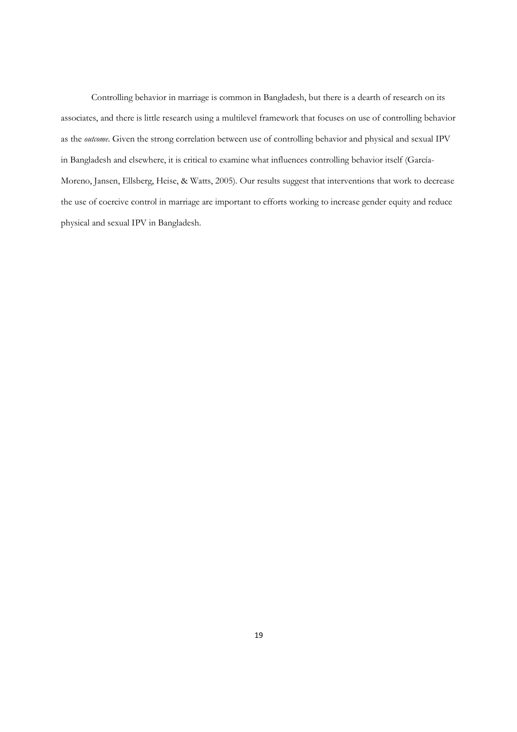Controlling behavior in marriage is common in Bangladesh, but there is a dearth of research on its associates, and there is little research using a multilevel framework that focuses on use of controlling behavior as the *outcome*. Given the strong correlation between use of controlling behavior and physical and sexual IPV in Bangladesh and elsewhere, it is critical to examine what influences controlling behavior itself (García-Moreno, Jansen, Ellsberg, Heise, & Watts, 2005). Our results suggest that interventions that work to decrease the use of coercive control in marriage are important to efforts working to increase gender equity and reduce physical and sexual IPV in Bangladesh.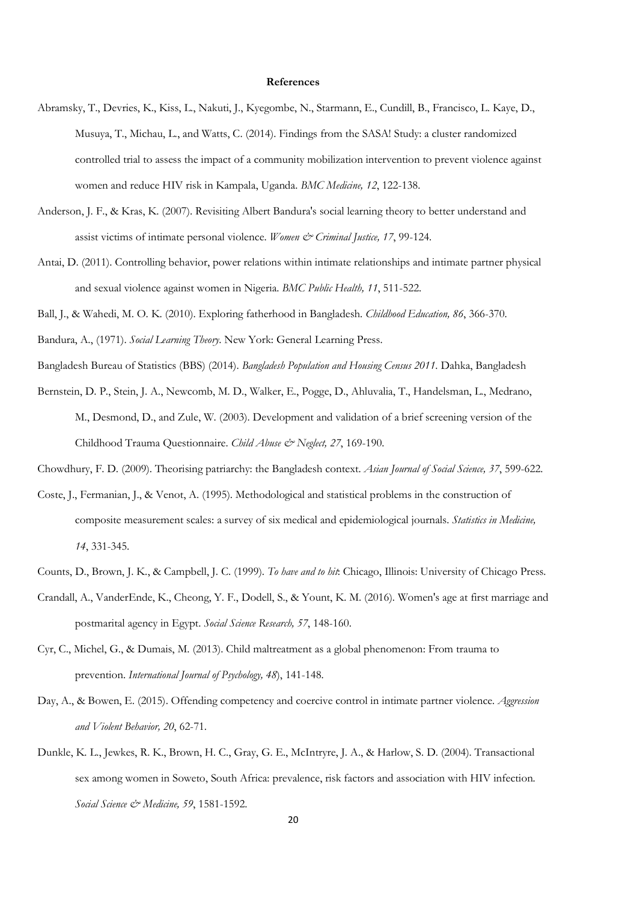**References**

Abramsky, T., Devries, K., Kiss, L., Nakuti, J., Kyegombe, N., Starmann, E., Cundill, B., Francisco, L. Kaye, D., Musuya, T., Michau, L., and Watts, C. (2014). Findings from the SASA! Study: a cluster randomized controlled trial to assess the impact of a community mobilization intervention to prevent violence against women and reduce HIV risk in Kampala, Uganda. *BMC Medicine, 12*, 122-138.

Anderson, J. F., & Kras, K. (2007). Revisiting Albert Bandura's social learning theory to better understand and assist victims of intimate personal violence. *Women & Criminal Justice, 17*, 99-124.

Antai, D. (2011). Controlling behavior, power relations within intimate relationships and intimate partner physical and sexual violence against women in Nigeria. *BMC Public Health, 11*, 511-522.

Ball, J., & Wahedi, M. O. K. (2010). Exploring fatherhood in Bangladesh. *Childhood Education, 86*, 366-370.

Bandura, A., (1971). *Social Learning Theory*. New York: General Learning Press.

Bangladesh Bureau of Statistics (BBS) (2014). *Bangladesh Population and Housing Census 2011*. Dahka, Bangladesh

Bernstein, D. P., Stein, J. A., Newcomb, M. D., Walker, E., Pogge, D., Ahluvalia, T., Handelsman, L., Medrano, M., Desmond, D., and Zule, W. (2003). Development and validation of a brief screening version of the Childhood Trauma Questionnaire. *Child Abuse & Neglect, 27*, 169-190.

Chowdhury, F. D. (2009). Theorising patriarchy: the Bangladesh context. *Asian Journal of Social Science, 37*, 599-622.

Coste, J., Fermanian, J., & Venot, A. (1995). Methodological and statistical problems in the construction of composite measurement scales: a survey of six medical and epidemiological journals. *Statistics in Medicine, 14*, 331-345.

Counts, D., Brown, J. K., & Campbell, J. C. (1999). *To have and to hit*: Chicago, Illinois: University of Chicago Press.

Crandall, A., VanderEnde, K., Cheong, Y. F., Dodell, S., & Yount, K. M. (2016). Women's age at first marriage and postmarital agency in Egypt. *Social Science Research, 57*, 148-160.

Cyr, C., Michel, G., & Dumais, M. (2013). Child maltreatment as a global phenomenon: From trauma to prevention. *International Journal of Psychology, 48*), 141-148.

Day, A., & Bowen, E. (2015). Offending competency and coercive control in intimate partner violence. *Aggression and Violent Behavior, 20*, 62-71.

Dunkle, K. L., Jewkes, R. K., Brown, H. C., Gray, G. E., McIntryre, J. A., & Harlow, S. D. (2004). Transactional sex among women in Soweto, South Africa: prevalence, risk factors and association with HIV infection. *Social Science & Medicine, 59*, 1581-1592.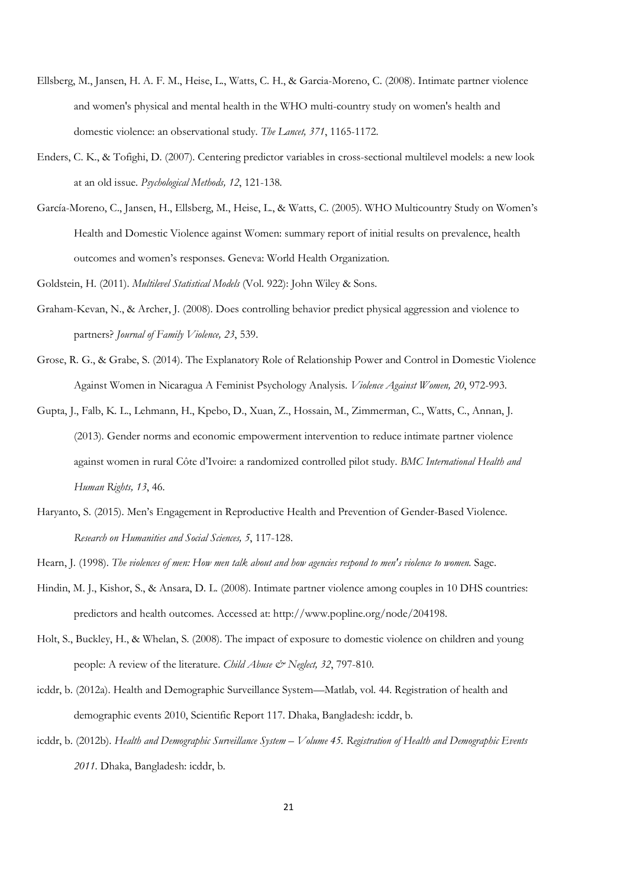Ellsberg, M., Jansen, H. A. F. M., Heise, L., Watts, C. H., & Garcia-Moreno, C. (2008). Intimate partner violence and women's physical and mental health in the WHO multi-country study on women's health and domestic violence: an observational study. *The Lancet, 371*, 1165-1172.

Enders, C. K., & Tofighi, D. (2007). Centering predictor variables in cross-sectional multilevel models: a new look at an old issue. *Psychological Methods, 12*, 121-138.

García-Moreno, C., Jansen, H., Ellsberg, M., Heise, L., & Watts, C. (2005). WHO Multicountry Study on Women's Health and Domestic Violence against Women: summary report of initial results on prevalence, health outcomes and women's responses. Geneva: World Health Organization.

Goldstein, H. (2011). *Multilevel Statistical Models* (Vol. 922): John Wiley & Sons.

Graham-Kevan, N., & Archer, J. (2008). Does controlling behavior predict physical aggression and violence to partners? *Journal of Family Violence, 23*, 539.

Grose, R. G., & Grabe, S. (2014). The Explanatory Role of Relationship Power and Control in Domestic Violence Against Women in Nicaragua A Feminist Psychology Analysis. *Violence Against Women, 20*, 972-993.

Gupta, J., Falb, K. L., Lehmann, H., Kpebo, D., Xuan, Z., Hossain, M., Zimmerman, C., Watts, C., Annan, J. (2013). Gender norms and economic empowerment intervention to reduce intimate partner violence against women in rural Côte d'Ivoire: a randomized controlled pilot study. *BMC International Health and Human Rights, 13*, 46.

Haryanto, S. (2015). Men's Engagement in Reproductive Health and Prevention of Gender-Based Violence. *Research on Humanities and Social Sciences, 5*, 117-128.

Hearn, J. (1998). *The violences of men: How men talk about and how agencies respond to men's violence to women.* Sage.

Hindin, M. J., Kishor, S., & Ansara, D. L. (2008). Intimate partner violence among couples in 10 DHS countries: predictors and health outcomes. Accessed at: http://www.popline.org/node/204198.

Holt, S., Buckley, H., & Whelan, S. (2008). The impact of exposure to domestic violence on children and young people: A review of the literature. *Child Abuse & Neglect, 32*, 797-810.

icddr, b. (2012a). Health and Demographic Surveillance System—Matlab, vol. 44. Registration of health and demographic events 2010, Scientific Report 117. Dhaka, Bangladesh: icddr, b.

icddr, b. (2012b). *Health and Demographic Surveillance System – Volume 45. Registration of Health and Demographic Events 2011*. Dhaka, Bangladesh: icddr, b.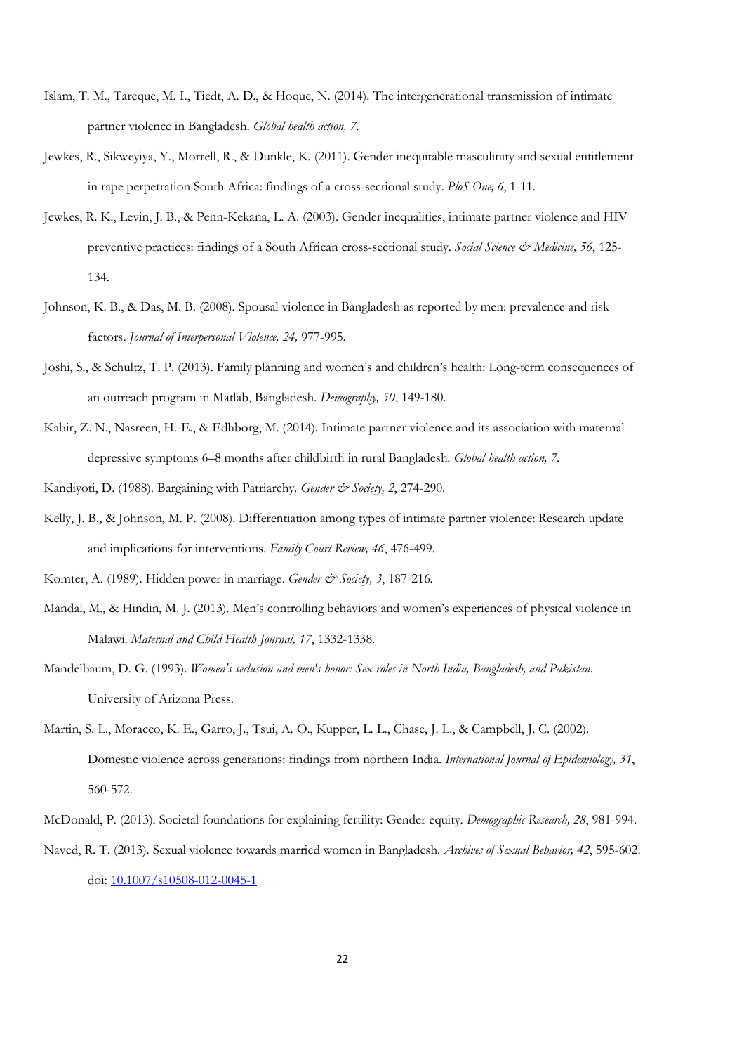Islam, T. M., Tareque, M. I., Tiedt, A. D., & Hoque, N. (2014). The intergenerational transmission of intimate partner violence in Bangladesh. *Global health action, 7*.

Jewkes, R., Sikweyiya, Y., Morrell, R., & Dunkle, K. (2011). Gender inequitable masculinity and sexual entitlement in rape perpetration South Africa: findings of a cross-sectional study. *PloS One, 6*, 1-11.

Jewkes, R. K., Levin, J. B., & Penn-Kekana, L. A. (2003). Gender inequalities, intimate partner violence and HIV preventive practices: findings of a South African cross-sectional study. *Social Science & Medicine, 56*, 125-134.

Johnson, K. B., & Das, M. B. (2008). Spousal violence in Bangladesh as reported by men: prevalence and risk factors. *Journal of Interpersonal Violence, 24,* 977-995.

Joshi, S., & Schultz, T. P. (2013). Family planning and women's and children's health: Long-term consequences of an outreach program in Matlab, Bangladesh. *Demography, 50*, 149-180.

Kabir, Z. N., Nasreen, H.-E., & Edhborg, M. (2014). Intimate partner violence and its association with maternal depressive symptoms 6–8 months after childbirth in rural Bangladesh. *Global health action, 7*.

Kandiyoti, D. (1988). Bargaining with Patriarchy. *Gender & Society, 2*, 274-290.

Kelly, J. B., & Johnson, M. P. (2008). Differentiation among types of intimate partner violence: Research update and implications for interventions. *Family Court Review, 46*, 476-499.

Komter, A. (1989). Hidden power in marriage. *Gender & Society, 3*, 187-216.

Mandal, M., & Hindin, M. J. (2013). Men's controlling behaviors and women's experiences of physical violence in Malawi. *Maternal and Child Health Journal, 17*, 1332-1338.

Mandelbaum, D. G. (1993). *Women's seclusion and men's honor: Sex roles in North India, Bangladesh, and Pakistan*. University of Arizona Press.

Martin, S. L., Moracco, K. E., Garro, J., Tsui, A. O., Kupper, L. L., Chase, J. L., & Campbell, J. C. (2002). Domestic violence across generations: findings from northern India. *International Journal of Epidemiology, 31*, 560-572.

McDonald, P. (2013). Societal foundations for explaining fertility: Gender equity. *Demographic Research, 28*, 981-994.

Naved, R. T. (2013). Sexual violence towards married women in Bangladesh. *Archives of Sexual Behavior, 42*, 595-602. doi: [10.1007/s10508-012-0045-1](10.1007/s10508-012-0045-1)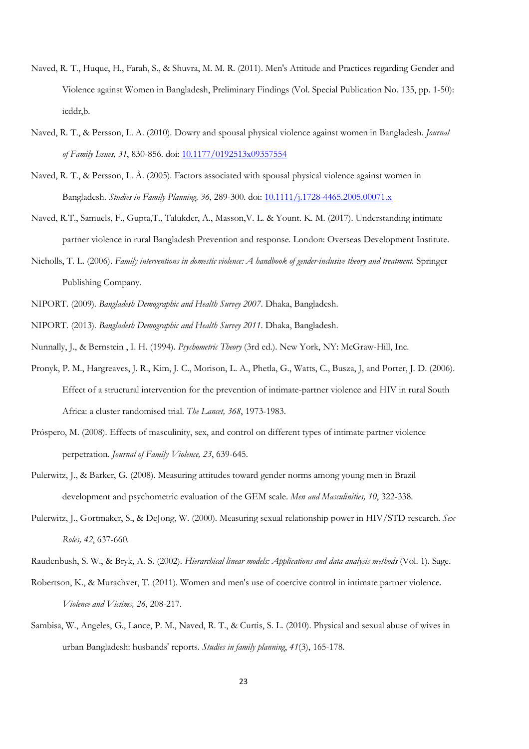Naved, R. T., Huque, H., Farah, S., & Shuvra, M. M. R. (2011). Men's Attitude and Practices regarding Gender and Violence against Women in Bangladesh, Preliminary Findings (Vol. Special Publication No. 135, pp. 1-50): icddr,b.

Naved, R. T., & Persson, L. A. (2010). Dowry and spousal physical violence against women in Bangladesh. *Journal of Family Issues, 31*, 830-856. doi: 10.1177/0192513x09357554

Naved, R. T., & Persson, L. Å. (2005). Factors associated with spousal physical violence against women in Bangladesh. *Studies in Family Planning, 36*, 289-300. doi: 10.1111/j.1728-4465.2005.00071.x

Naved, R.T., Samuels, F., Gupta,T., Talukder, A., Masson,V. L. & Yount. K. M. (2017). Understanding intimate partner violence in rural Bangladesh Prevention and response. London: Overseas Development Institute.

Nicholls, T. L. (2006). *Family interventions in domestic violence: A handbook of gender-inclusive theory and treatment*. Springer Publishing Company.

NIPORT. (2009). *Bangladesh Demographic and Health Survey 2007*. Dhaka, Bangladesh.

NIPORT. (2013). *Bangladesh Demographic and Health Survey 2011*. Dhaka, Bangladesh.

Nunnally, J., & Bernstein , I. H. (1994). *Psychometric Theory* (3rd ed.). New York, NY: McGraw-Hill, Inc.

Pronyk, P. M., Hargreaves, J. R., Kim, J. C., Morison, L. A., Phetla, G., Watts, C., Busza, J, and Porter, J. D. (2006). Effect of a structural intervention for the prevention of intimate-partner violence and HIV in rural South Africa: a cluster randomised trial. *The Lancet, 368*, 1973-1983.

Próspero, M. (2008). Effects of masculinity, sex, and control on different types of intimate partner violence perpetration. *Journal of Family Violence, 23*, 639-645.

Pulerwitz, J., & Barker, G. (2008). Measuring attitudes toward gender norms among young men in Brazil development and psychometric evaluation of the GEM scale. *Men and Masculinities, 10*, 322-338.

Pulerwitz, J., Gortmaker, S., & DeJong, W. (2000). Measuring sexual relationship power in HIV/STD research. *Sex Roles, 42*, 637-660.

Raudenbush, S. W., & Bryk, A. S. (2002). *Hierarchical linear models: Applications and data analysis methods* (Vol. 1). Sage.

Robertson, K., & Murachver, T. (2011). Women and men's use of coercive control in intimate partner violence. *Violence and Victims, 26*, 208-217.

Sambisa, W., Angeles, G., Lance, P. M., Naved, R. T., & Curtis, S. L. (2010). Physical and sexual abuse of wives in urban Bangladesh: husbands' reports. *Studies in family planning*, *41*(3), 165-178.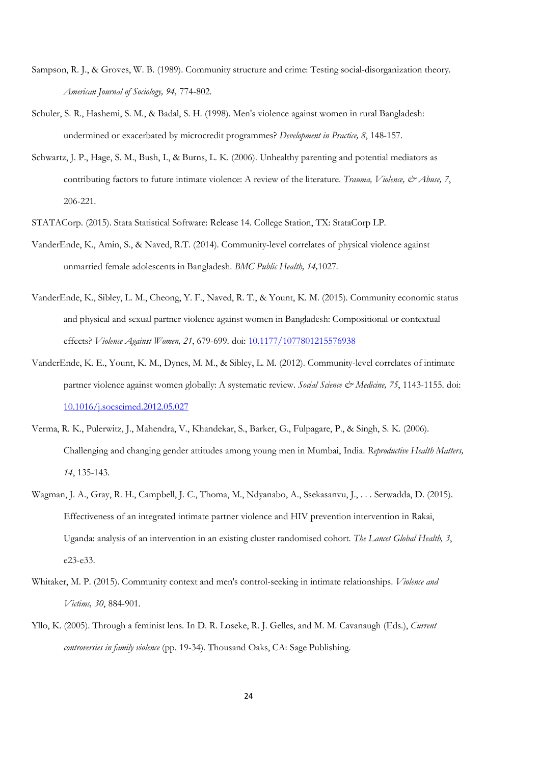Sampson, R. J., & Groves, W. B. (1989). Community structure and crime: Testing social-disorganization theory. *American Journal of Sociology, 94,* 774-802.

Schuler, S. R., Hashemi, S. M., & Badal, S. H. (1998). Men's violence against women in rural Bangladesh: undermined or exacerbated by microcredit programmes? *Development in Practice, 8*, 148-157.

Schwartz, J. P., Hage, S. M., Bush, I., & Burns, L. K. (2006). Unhealthy parenting and potential mediators as contributing factors to future intimate violence: A review of the literature. *Trauma, Violence, & Abuse, 7*, 206-221.

STATACorp. (2015). Stata Statistical Software: Release 14. College Station, TX: StataCorp LP.

VanderEnde, K., Amin, S., & Naved, R.T. (2014). Community-level correlates of physical violence against unmarried female adolescents in Bangladesh. *BMC Public Health, 14,*1027.

VanderEnde, K., Sibley, L. M., Cheong, Y. F., Naved, R. T., & Yount, K. M. (2015). Community economic status and physical and sexual partner violence against women in Bangladesh: Compositional or contextual effects? *Violence Against Women, 21*, 679-699. doi: 10.1177/1077801215576938

VanderEnde, K. E., Yount, K. M., Dynes, M. M., & Sibley, L. M. (2012). Community-level correlates of intimate partner violence against women globally: A systematic review. *Social Science & Medicine, 75*, 1143-1155. doi: 10.1016/j.socscimed.2012.05.027

Verma, R. K., Pulerwitz, J., Mahendra, V., Khandekar, S., Barker, G., Fulpagare, P., & Singh, S. K. (2006). Challenging and changing gender attitudes among young men in Mumbai, India. *Reproductive Health Matters, 14*, 135-143.

Wagman, J. A., Gray, R. H., Campbell, J. C., Thoma, M., Ndyanabo, A., Ssekasanvu, J., . . . Serwadda, D. (2015). Effectiveness of an integrated intimate partner violence and HIV prevention intervention in Rakai, Uganda: analysis of an intervention in an existing cluster randomised cohort. *The Lancet Global Health, 3*, e23-e33.

Whitaker, M. P. (2015). Community context and men's control-seeking in intimate relationships. *Violence and Victims, 30*, 884-901.

Yllo, K. (2005). Through a feminist lens. In D. R. Loseke, R. J. Gelles, and M. M. Cavanaugh (Eds.), *Current controversies in family violence* (pp. 19-34). Thousand Oaks, CA: Sage Publishing.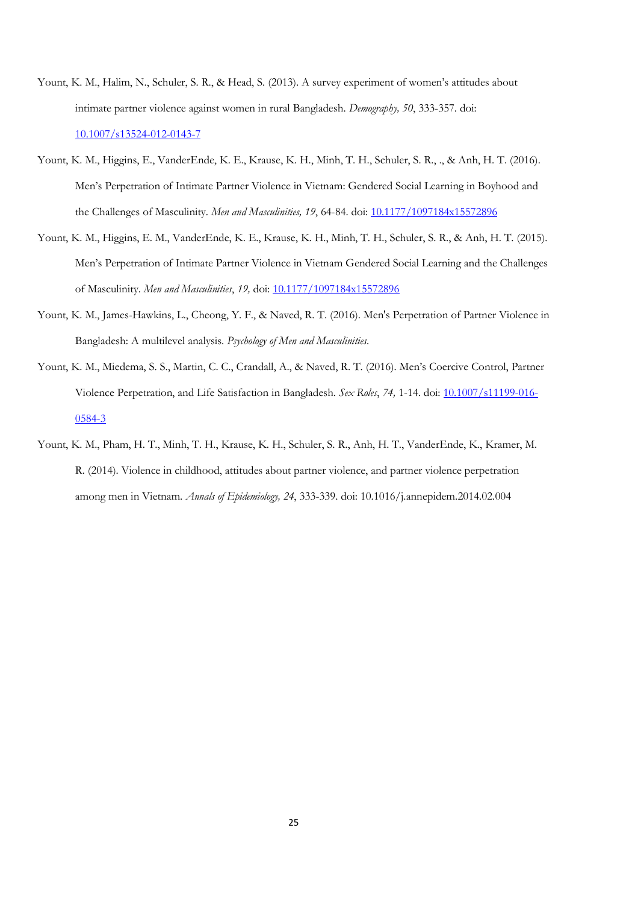Yount, K. M., Halim, N., Schuler, S. R., & Head, S. (2013). A survey experiment of women's attitudes about intimate partner violence against women in rural Bangladesh. *Demography, 50*, 333-357. doi: 10.1007/s13524-012-0143-7

Yount, K. M., Higgins, E., VanderEnde, K. E., Krause, K. H., Minh, T. H., Schuler, S. R., ., & Anh, H. T. (2016). Men's Perpetration of Intimate Partner Violence in Vietnam: Gendered Social Learning in Boyhood and the Challenges of Masculinity. *Men and Masculinities, 19*, 64-84. doi: 10.1177/1097184x15572896

Yount, K. M., Higgins, E. M., VanderEnde, K. E., Krause, K. H., Minh, T. H., Schuler, S. R., & Anh, H. T. (2015). Men's Perpetration of Intimate Partner Violence in Vietnam Gendered Social Learning and the Challenges of Masculinity. *Men and Masculinities*, *19,* doi: 10.1177/1097184x15572896

Yount, K. M., James-Hawkins, L., Cheong, Y. F., & Naved, R. T. (2016). Men's Perpetration of Partner Violence in Bangladesh: A multilevel analysis. *Psychology of Men and Masculinities*.

Yount, K. M., Miedema, S. S., Martin, C. C., Crandall, A., & Naved, R. T. (2016). Men's Coercive Control, Partner Violence Perpetration, and Life Satisfaction in Bangladesh. *Sex Roles*, *74,* 1-14. doi: 10.1007/s11199-016-0584-3

Yount, K. M., Pham, H. T., Minh, T. H., Krause, K. H., Schuler, S. R., Anh, H. T., VanderEnde, K., Kramer, M. R. (2014). Violence in childhood, attitudes about partner violence, and partner violence perpetration among men in Vietnam. *Annals of Epidemiology, 24*, 333-339. doi: 10.1016/j.annepidem.2014.02.004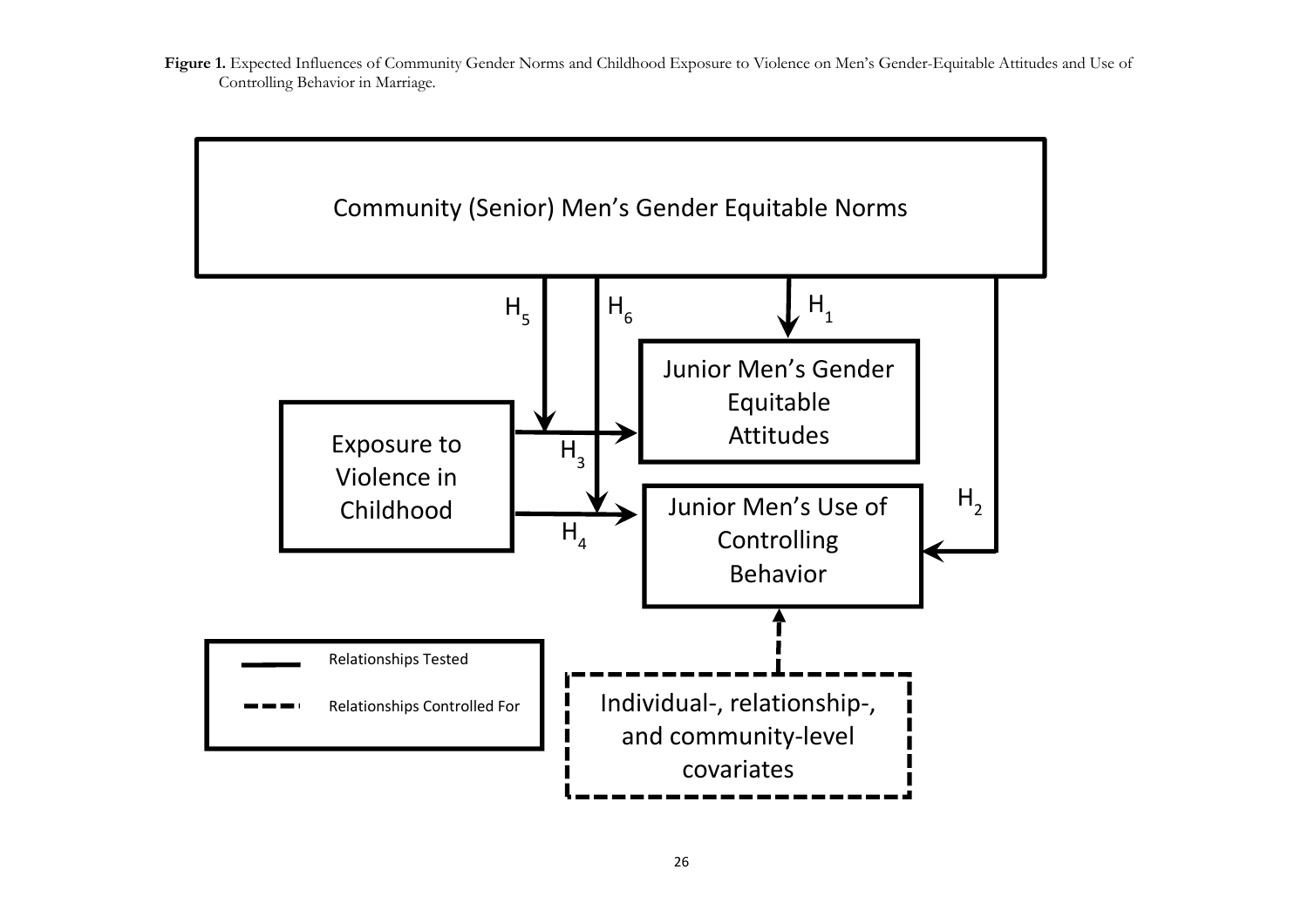**Figure 1.** Expected Influences of Community Gender Norms and Childhood Exposure to Violence on Men's Gender-Equitable Attitudes and Use of Controlling Behavior in Marriage.

Community (Senior) Men's Gender Equitable Norms

$H_5$ $H_6$ $H_1$

Junior Men's Gender Equitable Attitudes

Exposure to Violence in Childhood

$H_3$

Junior Men's Use of Controlling Behavior

$H_4$

$H_2$

Relationships Tested

Relationships Controlled For

Individual-, relationship-, and community-level covariates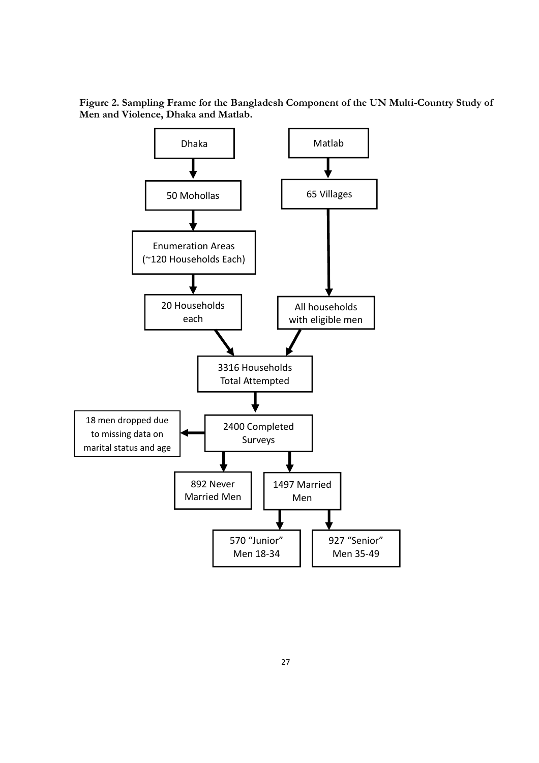**Figure 2. Sampling Frame for the Bangladesh Component of the UN Multi-Country Study of Men and Violence, Dhaka and Matlab.**

- Dhaka
  - 50 Mohollas
    - Enumeration Areas (~120 Households Each)
      - 20 Households each
- Matlab
  - 65 Villages
    - All households with eligible men

3316 Households Total Attempted

2400 Completed Surveys

- 18 men dropped due to missing data on marital status and age
- 892 Never Married Men
- 1497 Married Men
  - 570 "Junior" Men 18-34
  - 927 "Senior" Men 35-49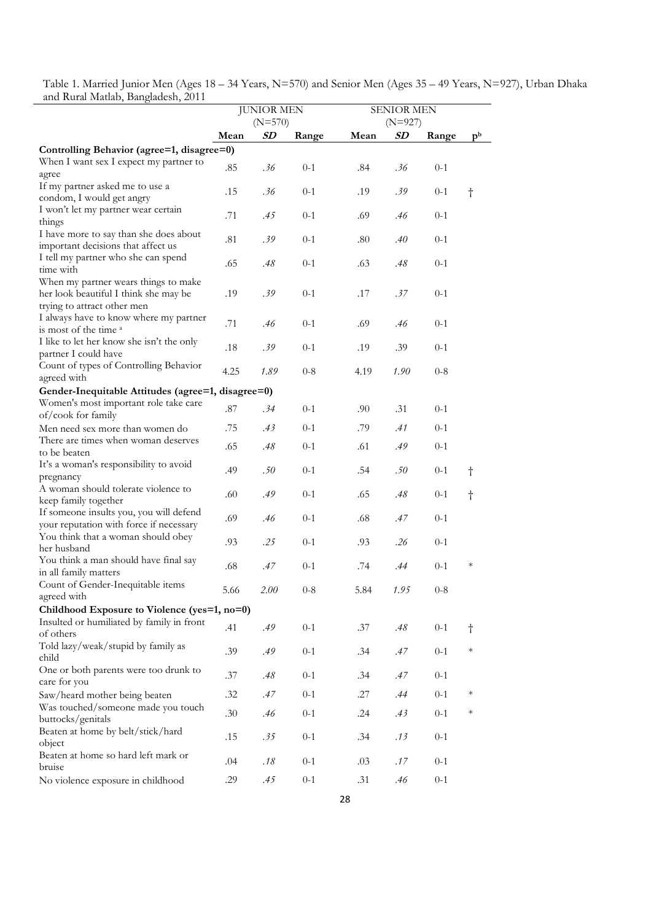Table 1. Married Junior Men (Ages 18 – 34 Years, N=570) and Senior Men (Ages 35 – 49 Years, N=927), Urban Dhaka and Rural Matlab, Bangladesh, 2011

| | JUNIOR MEN (N=570) | | | SENIOR MEN (N=927) | | | |
|---|---|---|---|---|---|---|---|
| | Mean | *SD* | Range | Mean | *SD* | Range | p[b] |
| **Controlling Behavior (agree=1, disagree=0)** | | | | | | | |
| When I want sex I expect my partner to agree | .85 | *.36* | 0-1 | .84 | *.36* | 0-1 | |
| If my partner asked me to use a condom, I would get angry | .15 | *.36* | 0-1 | .19 | *.39* | 0-1 | † |
| I won't let my partner wear certain things | .71 | *.45* | 0-1 | .69 | *.46* | 0-1 | |
| I have more to say than she does about important decisions that affect us | .81 | *.39* | 0-1 | .80 | *.40* | 0-1 | |
| I tell my partner who she can spend time with | .65 | *.48* | 0-1 | .63 | *.48* | 0-1 | |
| When my partner wears things to make her look beautiful I think she may be trying to attract other men | .19 | *.39* | 0-1 | .17 | *.37* | 0-1 | |
| I always have to know where my partner is most of the time [a] | .71 | *.46* | 0-1 | .69 | *.46* | 0-1 | |
| I like to let her know she isn't the only partner I could have | .18 | *.39* | 0-1 | .19 | .39 | 0-1 | |
| Count of types of Controlling Behavior agreed with | 4.25 | *1.89* | 0-8 | 4.19 | *1.90* | 0-8 | |
| **Gender-Inequitable Attitudes (agree=1, disagree=0)** | | | | | | | |
| Women's most important role take care of/cook for family | .87 | *.34* | 0-1 | .90 | .31 | 0-1 | |
| Men need sex more than women do | .75 | *.43* | 0-1 | .79 | *.41* | 0-1 | |
| There are times when woman deserves to be beaten | .65 | *.48* | 0-1 | .61 | *.49* | 0-1 | |
| It's a woman's responsibility to avoid pregnancy | .49 | *.50* | 0-1 | .54 | *.50* | 0-1 | † |
| A woman should tolerate violence to keep family together | .60 | *.49* | 0-1 | .65 | *.48* | 0-1 | † |
| If someone insults you, you will defend your reputation with force if necessary | .69 | *.46* | 0-1 | .68 | *.47* | 0-1 | |
| You think that a woman should obey her husband | .93 | *.25* | 0-1 | .93 | *.26* | 0-1 | |
| You think a man should have final say in all family matters | .68 | *.47* | 0-1 | .74 | *.44* | 0-1 | * |
| Count of Gender-Inequitable items agreed with | 5.66 | *2.00* | 0-8 | 5.84 | *1.95* | 0-8 | |
| **Childhood Exposure to Violence (yes=1, no=0)** | | | | | | | |
| Insulted or humiliated by family in front of others | .41 | *.49* | 0-1 | .37 | *.48* | 0-1 | † |
| Told lazy/weak/stupid by family as child | .39 | *.49* | 0-1 | .34 | *.47* | 0-1 | * |
| One or both parents were too drunk to care for you | .37 | *.48* | 0-1 | .34 | *.47* | 0-1 | |
| Saw/heard mother being beaten | .32 | *.47* | 0-1 | .27 | *.44* | 0-1 | * |
| Was touched/someone made you touch buttocks/genitals | .30 | *.46* | 0-1 | .24 | *.43* | 0-1 | * |
| Beaten at home by belt/stick/hard object | .15 | *.35* | 0-1 | .34 | *.13* | 0-1 | |
| Beaten at home so hard left mark or bruise | .04 | *.18* | 0-1 | .03 | *.17* | 0-1 | |
| No violence exposure in childhood | .29 | *.45* | 0-1 | .31 | *.46* | 0-1 | |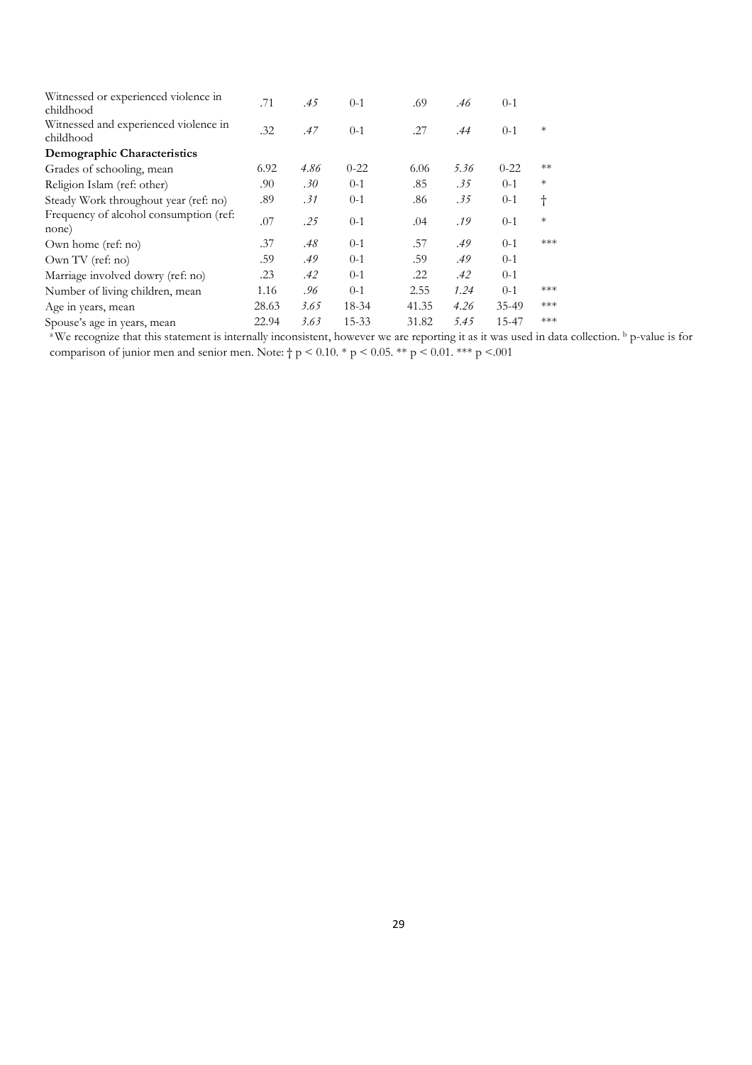| | | | | | | | |
|---|---|---|---|---|---|---|---|
| Witnessed or experienced violence in childhood | .71 | *.45* | 0-1 | .69 | *.46* | 0-1 | |
| Witnessed and experienced violence in childhood | .32 | *.47* | 0-1 | .27 | *.44* | 0-1 | * |
| **Demographic Characteristics** | | | | | | | |
| Grades of schooling, mean | 6.92 | *4.86* | 0-22 | 6.06 | *5.36* | 0-22 | ** |
| Religion Islam (ref: other) | .90 | *.30* | 0-1 | .85 | *.35* | 0-1 | * |
| Steady Work throughout year (ref: no) | .89 | *.31* | 0-1 | .86 | *.35* | 0-1 | † |
| Frequency of alcohol consumption (ref: none) | .07 | *.25* | 0-1 | .04 | *.19* | 0-1 | * |
| Own home (ref: no) | .37 | *.48* | 0-1 | .57 | *.49* | 0-1 | *** |
| Own TV (ref: no) | .59 | *.49* | 0-1 | .59 | *.49* | 0-1 | |
| Marriage involved dowry (ref: no) | .23 | *.42* | 0-1 | .22 | *.42* | 0-1 | |
| Number of living children, mean | 1.16 | *.96* | 0-1 | 2.55 | *1.24* | 0-1 | *** |
| Age in years, mean | 28.63 | *3.65* | 18-34 | 41.35 | *4.26* | 35-49 | *** |
| Spouse's age in years, mean | 22.94 | *3.63* | 15-33 | 31.82 | *5.45* | 15-47 | *** |

[a] We recognize that this statement is internally inconsistent, however we are reporting it as it was used in data collection. [b] p-value is for comparison of junior men and senior men. Note: † $p < 0.10$. * $p < 0.05$. ** $p < 0.01$. *** $p < .001$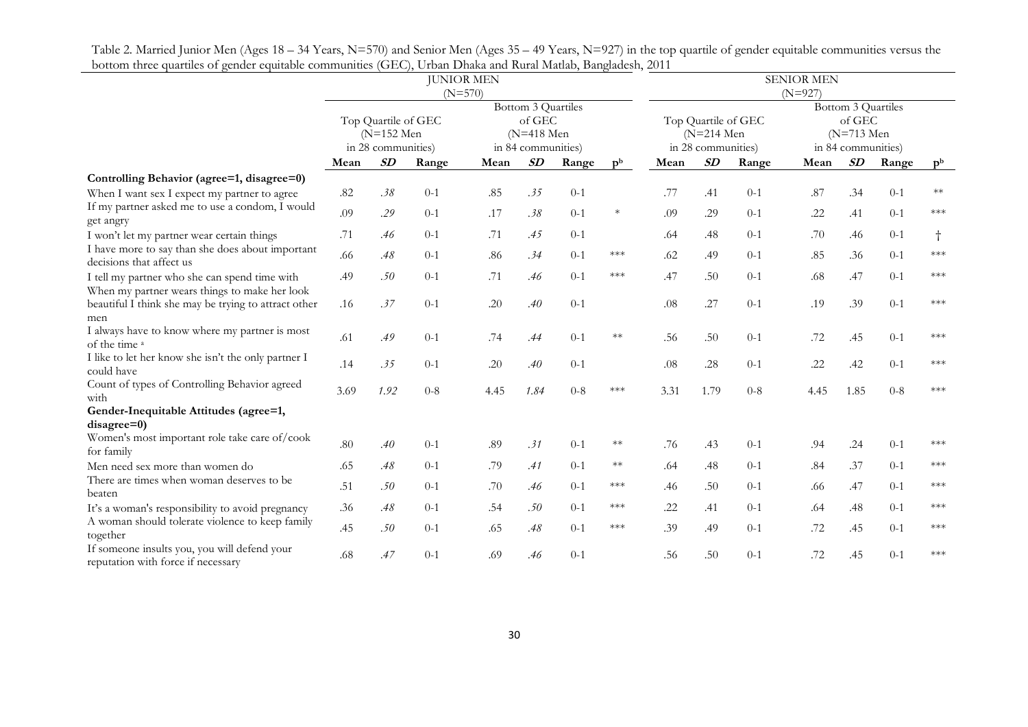Table 2. Married Junior Men (Ages 18 – 34 Years, N=570) and Senior Men (Ages 35 – 49 Years, N=927) in the top quartile of gender equitable communities versus the bottom three quartiles of gender equitable communities (GEC), Urban Dhaka and Rural Matlab, Bangladesh, 2011

| | JUNIOR MEN (N=570) | | | | | | | SENIOR MEN (N=927) | | | | | | |
|---|---|---|---|---|---|---|---|---|---|---|---|---|---|---|
| | Top Quartile of GEC (N=152 Men in 28 communities) | | | Bottom 3 Quartiles of GEC (N=418 Men in 84 communities) | | | | Top Quartile of GEC (N=214 Men in 28 communities) | | | Bottom 3 Quartiles of GEC (N=713 Men in 84 communities) | | | |
| | Mean | *SD* | Range | Mean | *SD* | Range | p[b] | Mean | *SD* | Range | Mean | *SD* | Range | p[b] |
| **Controlling Behavior (agree=1, disagree=0)** | | | | | | | | | | | | | | |
| When I want sex I expect my partner to agree | .82 | *.38* | 0-1 | .85 | *.35* | 0-1 | | .77 | .41 | 0-1 | .87 | .34 | 0-1 | ** |
| If my partner asked me to use a condom, I would get angry | .09 | *.29* | 0-1 | .17 | *.38* | 0-1 | * | .09 | .29 | 0-1 | .22 | .41 | 0-1 | *** |
| I won't let my partner wear certain things | .71 | *.46* | 0-1 | .71 | *.45* | 0-1 | | .64 | .48 | 0-1 | .70 | .46 | 0-1 | † |
| I have more to say than she does about important decisions that affect us | .66 | *.48* | 0-1 | .86 | *.34* | 0-1 | *** | .62 | .49 | 0-1 | .85 | .36 | 0-1 | *** |
| I tell my partner who she can spend time with | .49 | *.50* | 0-1 | .71 | *.46* | 0-1 | *** | .47 | .50 | 0-1 | .68 | .47 | 0-1 | *** |
| When my partner wears things to make her look beautiful I think she may be trying to attract other men | .16 | *.37* | 0-1 | .20 | *.40* | 0-1 | | .08 | .27 | 0-1 | .19 | .39 | 0-1 | *** |
| I always have to know where my partner is most of the time [a] | .61 | *.49* | 0-1 | .74 | *.44* | 0-1 | ** | .56 | .50 | 0-1 | .72 | .45 | 0-1 | *** |
| I like to let her know she isn't the only partner I could have | .14 | *.35* | 0-1 | .20 | *.40* | 0-1 | | .08 | .28 | 0-1 | .22 | .42 | 0-1 | *** |
| Count of types of Controlling Behavior agreed with | 3.69 | *1.92* | 0-8 | 4.45 | *1.84* | 0-8 | *** | 3.31 | 1.79 | 0-8 | 4.45 | 1.85 | 0-8 | *** |
| **Gender-Inequitable Attitudes (agree=1, disagree=0)** | | | | | | | | | | | | | | |
| Women's most important role take care of/cook for family | .80 | *.40* | 0-1 | .89 | *.31* | 0-1 | ** | .76 | .43 | 0-1 | .94 | .24 | 0-1 | *** |
| Men need sex more than women do | .65 | *.48* | 0-1 | .79 | *.41* | 0-1 | ** | .64 | .48 | 0-1 | .84 | .37 | 0-1 | *** |
| There are times when woman deserves to be beaten | .51 | *.50* | 0-1 | .70 | *.46* | 0-1 | *** | .46 | .50 | 0-1 | .66 | .47 | 0-1 | *** |
| It's a woman's responsibility to avoid pregnancy | .36 | *.48* | 0-1 | .54 | *.50* | 0-1 | *** | .22 | .41 | 0-1 | .64 | .48 | 0-1 | *** |
| A woman should tolerate violence to keep family together | .45 | *.50* | 0-1 | .65 | *.48* | 0-1 | *** | .39 | .49 | 0-1 | .72 | .45 | 0-1 | *** |
| If someone insults you, you will defend your reputation with force if necessary | .68 | *.47* | 0-1 | .69 | *.46* | 0-1 | | .56 | .50 | 0-1 | .72 | .45 | 0-1 | *** |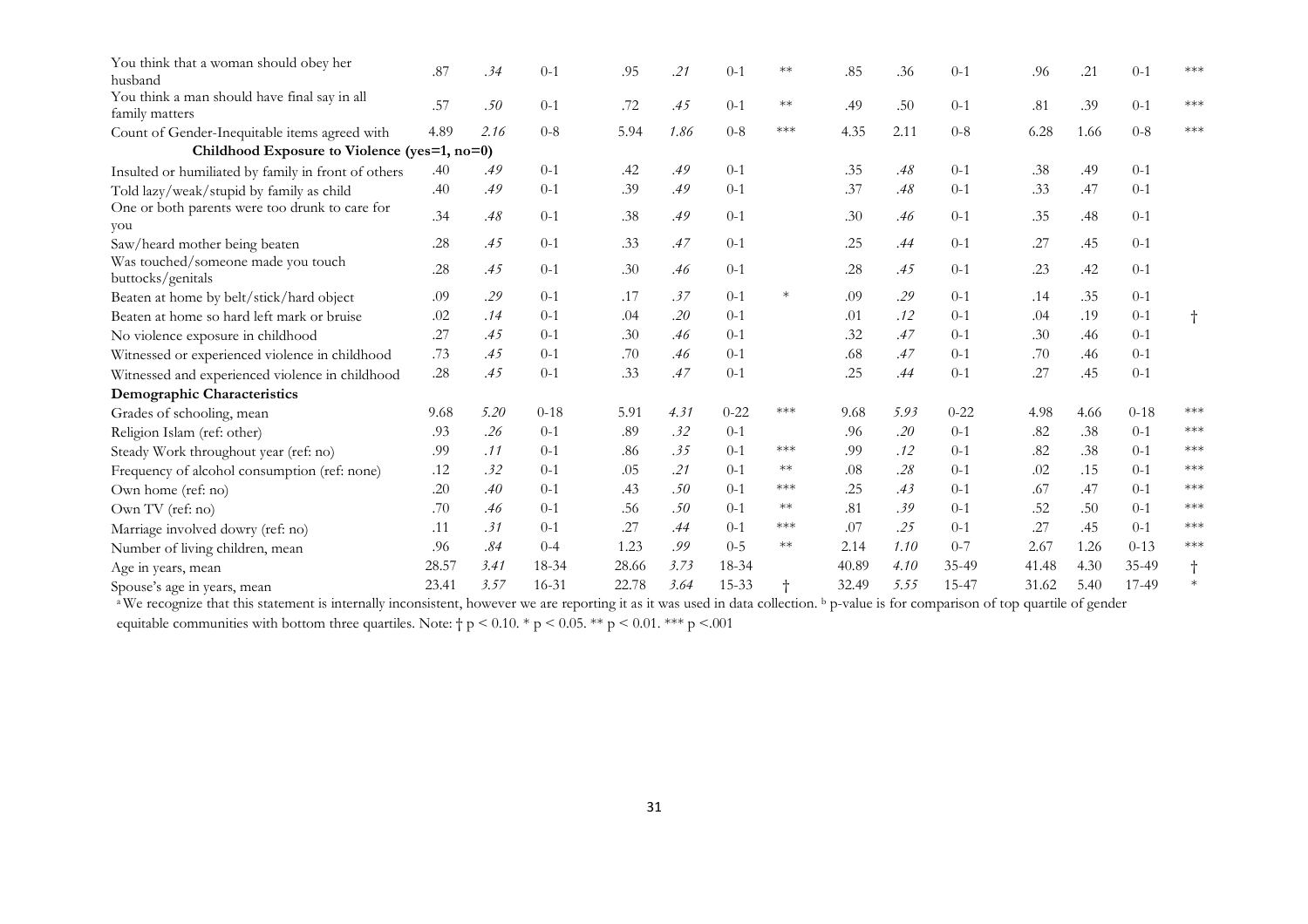| | | | | | | | | | | | | | | |
|---|---|---|---|---|---|---|---|---|---|---|---|---|---|---|
| You think that a woman should obey her husband | .87 | *.34* | 0-1 | .95 | *.21* | 0-1 | ** | .85 | .36 | 0-1 | .96 | .21 | 0-1 | *** |
| You think a man should have final say in all family matters | .57 | *.50* | 0-1 | .72 | *.45* | 0-1 | ** | .49 | .50 | 0-1 | .81 | .39 | 0-1 | *** |
| Count of Gender-Inequitable items agreed with | 4.89 | *2.16* | 0-8 | 5.94 | *1.86* | 0-8 | *** | 4.35 | 2.11 | 0-8 | 6.28 | 1.66 | 0-8 | *** |
| **Childhood Exposure to Violence (yes=1, no=0)** | | | | | | | | | | | | | | |
| Insulted or humiliated by family in front of others | .40 | *.49* | 0-1 | .42 | *.49* | 0-1 | | .35 | *.48* | 0-1 | .38 | .49 | 0-1 | |
| Told lazy/weak/stupid by family as child | .40 | *.49* | 0-1 | .39 | *.49* | 0-1 | | .37 | *.48* | 0-1 | .33 | .47 | 0-1 | |
| One or both parents were too drunk to care for you | .34 | *.48* | 0-1 | .38 | *.49* | 0-1 | | .30 | *.46* | 0-1 | .35 | .48 | 0-1 | |
| Saw/heard mother being beaten | .28 | *.45* | 0-1 | .33 | *.47* | 0-1 | | .25 | *.44* | 0-1 | .27 | .45 | 0-1 | |
| Was touched/someone made you touch buttocks/genitals | .28 | *.45* | 0-1 | .30 | *.46* | 0-1 | | .28 | *.45* | 0-1 | .23 | .42 | 0-1 | |
| Beaten at home by belt/stick/hard object | .09 | *.29* | 0-1 | .17 | *.37* | 0-1 | * | .09 | *.29* | 0-1 | .14 | .35 | 0-1 | |
| Beaten at home so hard left mark or bruise | .02 | *.14* | 0-1 | .04 | *.20* | 0-1 | | .01 | *.12* | 0-1 | .04 | .19 | 0-1 | † |
| No violence exposure in childhood | .27 | *.45* | 0-1 | .30 | *.46* | 0-1 | | .32 | *.47* | 0-1 | .30 | .46 | 0-1 | |
| Witnessed or experienced violence in childhood | .73 | *.45* | 0-1 | .70 | *.46* | 0-1 | | .68 | *.47* | 0-1 | .70 | .46 | 0-1 | |
| Witnessed and experienced violence in childhood | .28 | *.45* | 0-1 | .33 | *.47* | 0-1 | | .25 | *.44* | 0-1 | .27 | .45 | 0-1 | |
| **Demographic Characteristics** | | | | | | | | | | | | | | |
| Grades of schooling, mean | 9.68 | *5.20* | 0-18 | 5.91 | *4.31* | 0-22 | *** | 9.68 | *5.93* | 0-22 | 4.98 | 4.66 | 0-18 | *** |
| Religion Islam (ref: other) | .93 | *.26* | 0-1 | .89 | *.32* | 0-1 | | .96 | *.20* | 0-1 | .82 | .38 | 0-1 | *** |
| Steady Work throughout year (ref: no) | .99 | *.11* | 0-1 | .86 | *.35* | 0-1 | *** | .99 | *.12* | 0-1 | .82 | .38 | 0-1 | *** |
| Frequency of alcohol consumption (ref: none) | .12 | *.32* | 0-1 | .05 | *.21* | 0-1 | ** | .08 | *.28* | 0-1 | .02 | .15 | 0-1 | *** |
| Own home (ref: no) | .20 | *.40* | 0-1 | .43 | *.50* | 0-1 | *** | .25 | *.43* | 0-1 | .67 | .47 | 0-1 | *** |
| Own TV (ref: no) | .70 | *.46* | 0-1 | .56 | *.50* | 0-1 | ** | .81 | *.39* | 0-1 | .52 | .50 | 0-1 | *** |
| Marriage involved dowry (ref: no) | .11 | *.31* | 0-1 | .27 | *.44* | 0-1 | *** | .07 | *.25* | 0-1 | .27 | .45 | 0-1 | *** |
| Number of living children, mean | .96 | *.84* | 0-4 | 1.23 | *.99* | 0-5 | ** | 2.14 | *1.10* | 0-7 | 2.67 | 1.26 | 0-13 | *** |
| Age in years, mean | 28.57 | *3.41* | 18-34 | 28.66 | *3.73* | 18-34 | | 40.89 | *4.10* | 35-49 | 41.48 | 4.30 | 35-49 | † |
| Spouse's age in years, mean | 23.41 | *3.57* | 16-31 | 22.78 | *3.64* | 15-33 | † | 32.49 | *5.55* | 15-47 | 31.62 | 5.40 | 17-49 | * |

[a] We recognize that this statement is internally inconsistent, however we are reporting it as it was used in data collection. [b] p-value is for comparison of top quartile of gender equitable communities with bottom three quartiles. Note: † $p < 0.10$. * $p < 0.05$. ** $p < 0.01$. *** $p < .001$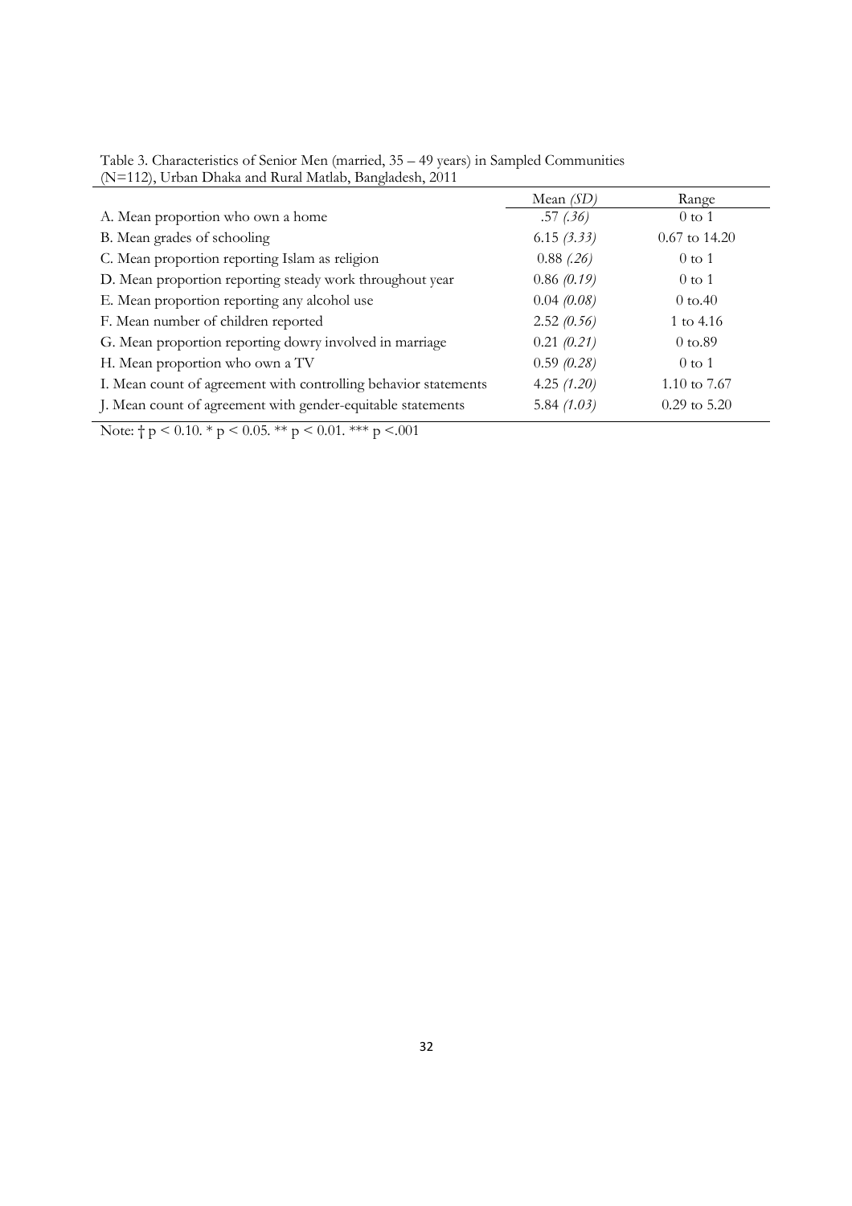Table 3. Characteristics of Senior Men (married, 35 – 49 years) in Sampled Communities (N=112), Urban Dhaka and Rural Matlab, Bangladesh, 2011

| | Mean *(SD)* | Range |
|---|---|---|
| A. Mean proportion who own a home | .57 *(.36)* | 0 to 1 |
| B. Mean grades of schooling | 6.15 *(3.33)* | 0.67 to 14.20 |
| C. Mean proportion reporting Islam as religion | 0.88 *(.26)* | 0 to 1 |
| D. Mean proportion reporting steady work throughout year | 0.86 *(0.19)* | 0 to 1 |
| E. Mean proportion reporting any alcohol use | 0.04 *(0.08)* | 0 to.40 |
| F. Mean number of children reported | 2.52 *(0.56)* | 1 to 4.16 |
| G. Mean proportion reporting dowry involved in marriage | 0.21 *(0.21)* | 0 to.89 |
| H. Mean proportion who own a TV | 0.59 *(0.28)* | 0 to 1 |
| I. Mean count of agreement with controlling behavior statements | 4.25 *(1.20)* | 1.10 to 7.67 |
| J. Mean count of agreement with gender-equitable statements | 5.84 *(1.03)* | 0.29 to 5.20 |

Note: † $p < 0.10$. * $p < 0.05$. ** $p < 0.01$. *** $p < .001$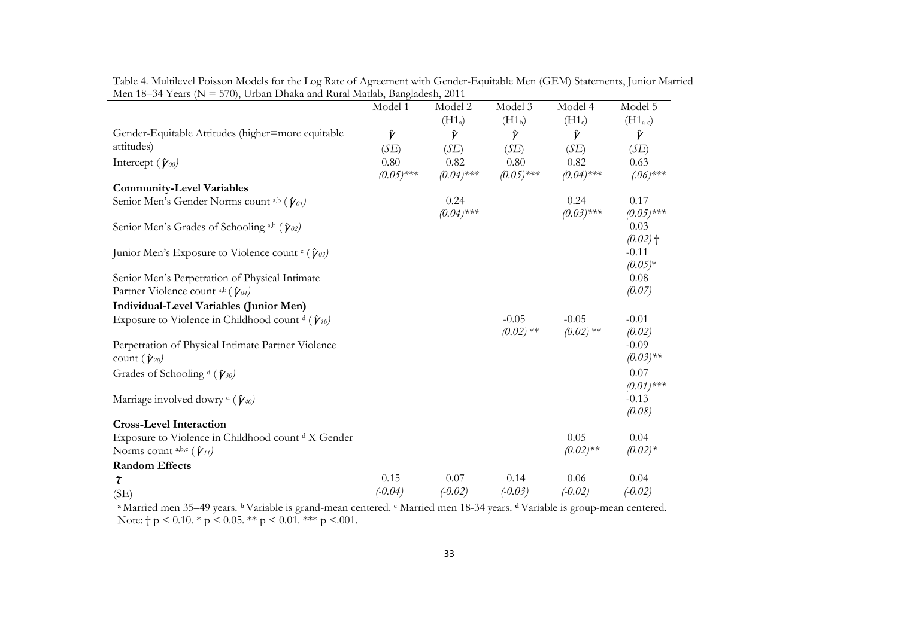Table 4. Multilevel Poisson Models for the Log Rate of Agreement with Gender-Equitable Men (GEM) Statements, Junior Married Men 18–34 Years (N = 570), Urban Dhaka and Rural Matlab, Bangladesh, 2011

| | Model 1 | Model 2 ($H1_a$) | Model 3 ($H1_b$) | Model 4 ($H1_c$) | Model 5 ($H1_{a-c}$) |
|---|---|---|---|---|---|
| Gender-Equitable Attitudes (higher=more equitable attitudes) | $\hat{\gamma}$ (*SE*) | $\hat{\gamma}$ (*SE*) | $\hat{\gamma}$ (*SE*) | $\hat{\gamma}$ (*SE*) | $\hat{\gamma}$ (*SE*) |
| Intercept ($\hat{\gamma}_{00}$) | 0.80 *(0.05)\*\*\** | 0.82 *(0.04)\*\*\** | 0.80 *(0.05)\*\*\** | 0.82 *(0.04)\*\*\** | 0.63 *(.06)\*\*\** |
| **Community-Level Variables** | | | | | |
| Senior Men's Gender Norms count [a,b] ($\hat{\gamma}_{01}$) | | 0.24 *(0.04)\*\*\** | | 0.24 *(0.03)\*\*\** | 0.17 *(0.05)\*\*\** |
| Senior Men's Grades of Schooling [a,b] ($\hat{\gamma}_{02}$) | | | | | 0.03 *(0.02)* † |
| Junior Men's Exposure to Violence count [c] ($\hat{\gamma}_{03}$) | | | | | -0.11 *(0.05)\** |
| Senior Men's Perpetration of Physical Intimate Partner Violence count [a,b] ($\hat{\gamma}_{04}$) | | | | | 0.08 *(0.07)* |
| **Individual-Level Variables (Junior Men)** | | | | | |
| Exposure to Violence in Childhood count [d] ($\hat{\gamma}_{10}$) | | | -0.05 *(0.02)* \*\* | -0.05 *(0.02)* \*\* | -0.01 *(0.02)* |
| Perpetration of Physical Intimate Partner Violence count ($\hat{\gamma}_{20}$) | | | | | -0.09 *(0.03)\*\** |
| Grades of Schooling [d] ($\hat{\gamma}_{30}$) | | | | | 0.07 *(0.01)\*\*\** |
| Marriage involved dowry [d] ($\hat{\gamma}_{40}$) | | | | | -0.13 *(0.08)* |
| **Cross-Level Interaction** | | | | | |
| Exposure to Violence in Childhood count [d] X Gender Norms count [a,b,c] ($\hat{\gamma}_{11}$) | | | | 0.05 *(0.02)\*\** | 0.04 *(0.02)\** |
| **Random Effects** | | | | | |
| $\hat{\tau}$ (SE) | 0.15 *(-0.04)* | 0.07 *(-0.02)* | 0.14 *(-0.03)* | 0.06 *(-0.02)* | 0.04 *(-0.02)* |

[a] Married men 35–49 years. [b] Variable is grand-mean centered. [c] Married men 18-34 years. [d] Variable is group-mean centered.
Note: † p < 0.10. * p < 0.05. ** p < 0.01. *** p <.001.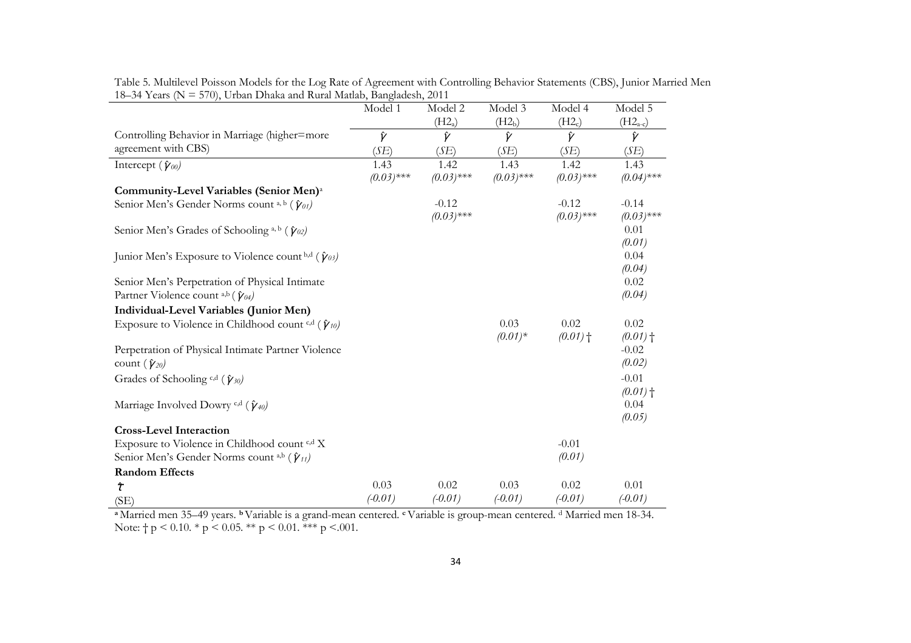Table 5. Multilevel Poisson Models for the Log Rate of Agreement with Controlling Behavior Statements (CBS), Junior Married Men 18–34 Years (N = 570), Urban Dhaka and Rural Matlab, Bangladesh, 2011

| | Model 1 | Model 2 ($H2_a$) | Model 3 ($H2_b$) | Model 4 ($H2_c$) | Model 5 ($H2_{a\text{-}c}$) |
|---|---|---|---|---|---|
| Controlling Behavior in Marriage (higher=more agreement with CBS) | $\hat{\gamma}$ (*SE*) | $\hat{\gamma}$ (*SE*) | $\hat{\gamma}$ (*SE*) | $\hat{\gamma}$ (*SE*) | $\hat{\gamma}$ (*SE*) |
| Intercept ($\hat{\gamma}_{00}$) | 1.43 *(0.03)**** | 1.42 *(0.03)**** | 1.43 *(0.03)**** | 1.42 *(0.03)**** | 1.43 *(0.04)**** |
| **Community-Level Variables (Senior Men)**[a] | | | | | |
| Senior Men's Gender Norms count [a, b] ($\hat{\gamma}_{01}$) | | -0.12 *(0.03)**** | | -0.12 *(0.03)**** | -0.14 *(0.03)**** |
| Senior Men's Grades of Schooling [a, b] ($\hat{\gamma}_{02}$) | | | | | 0.01 *(0.01)* |
| Junior Men's Exposure to Violence count [b,d] ($\hat{\gamma}_{03}$) | | | | | 0.04 *(0.04)* |
| Senior Men's Perpetration of Physical Intimate Partner Violence count [a,b] ($\hat{\gamma}_{04}$) | | | | | 0.02 *(0.04)* |
| **Individual-Level Variables (Junior Men)** | | | | | |
| Exposure to Violence in Childhood count [c,d] ($\hat{\gamma}_{10}$) | | | 0.03 *(0.01)** | 0.02 *(0.01)* † | 0.02 *(0.01)* † |
| Perpetration of Physical Intimate Partner Violence count ($\hat{\gamma}_{20}$) | | | | | -0.02 *(0.02)* |
| Grades of Schooling [c,d] ($\hat{\gamma}_{30}$) | | | | | -0.01 *(0.01)* † |
| Marriage Involved Dowry [c,d] ($\hat{\gamma}_{40}$) | | | | | 0.04 *(0.05)* |
| **Cross-Level Interaction** | | | | | |
| Exposure to Violence in Childhood count [c,d] X Senior Men's Gender Norms count [a,b] ($\hat{\gamma}_{11}$) | | | | -0.01 *(0.01)* | |
| **Random Effects** | | | | | |
| $\hat{\tau}$ (SE) | 0.03 *(-0.01)* | 0.02 *(-0.01)* | 0.03 *(-0.01)* | 0.02 *(-0.01)* | 0.01 *(-0.01)* |

[a] Married men 35–49 years. [b] Variable is a grand-mean centered. [c] Variable is group-mean centered. [d] Married men 18-34.
Note: † $p < 0.10$. * $p < 0.05$. ** $p < 0.01$. *** $p < .001$.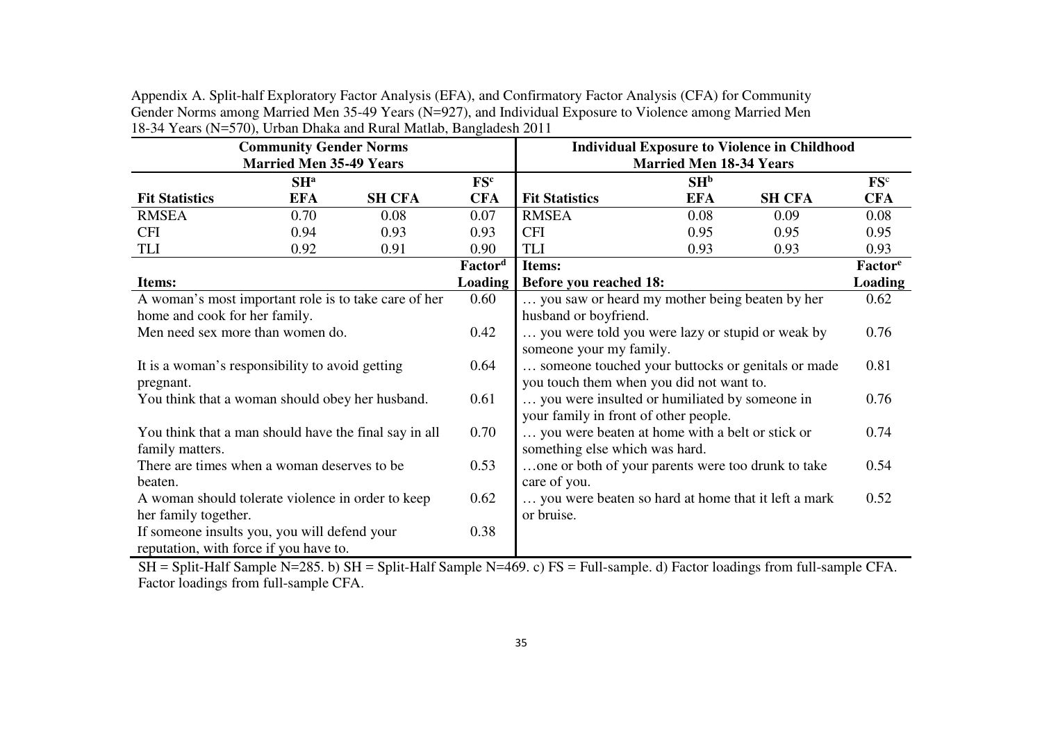Appendix A. Split-half Exploratory Factor Analysis (EFA), and Confirmatory Factor Analysis (CFA) for Community Gender Norms among Married Men 35-49 Years (N=927), and Individual Exposure to Violence among Married Men 18-34 Years (N=570), Urban Dhaka and Rural Matlab, Bangladesh 2011

| **Community Gender Norms Married Men 35-49 Years** | | | | **Individual Exposure to Violence in Childhood Married Men 18-34 Years** | | | |
|---|---|---|---|---|---|---|---|
| | **SH[a]** | | **FS[c]** | | **SH[b]** | | **FS[c]** |
| **Fit Statistics** | **EFA** | **SH CFA** | **CFA** | **Fit Statistics** | **EFA** | **SH CFA** | **CFA** |
| RMSEA | 0.70 | 0.08 | 0.07 | RMSEA | 0.08 | 0.09 | 0.08 |
| CFI | 0.94 | 0.93 | 0.93 | CFI | 0.95 | 0.95 | 0.95 |
| TLI | 0.92 | 0.91 | 0.90 | TLI | 0.93 | 0.93 | 0.93 |
| **Items:** | | | **Factor[d] Loading** | **Items: Before you reached 18:** | | | **Factor[e] Loading** |
| A woman's most important role is to take care of her home and cook for her family. | | | 0.60 | … you saw or heard my mother being beaten by her husband or boyfriend. | | | 0.62 |
| Men need sex more than women do. | | | 0.42 | … you were told you were lazy or stupid or weak by someone your my family. | | | 0.76 |
| It is a woman's responsibility to avoid getting pregnant. | | | 0.64 | … someone touched your buttocks or genitals or made you touch them when you did not want to. | | | 0.81 |
| You think that a woman should obey her husband. | | | 0.61 | … you were insulted or humiliated by someone in your family in front of other people. | | | 0.76 |
| You think that a man should have the final say in all family matters. | | | 0.70 | … you were beaten at home with a belt or stick or something else which was hard. | | | 0.74 |
| There are times when a woman deserves to be beaten. | | | 0.53 | …one or both of your parents were too drunk to take care of you. | | | 0.54 |
| A woman should tolerate violence in order to keep her family together. | | | 0.62 | … you were beaten so hard at home that it left a mark or bruise. | | | 0.52 |
| If someone insults you, you will defend your reputation, with force if you have to. | | | 0.38 | | | | |

SH = Split-Half Sample N=285. b) SH = Split-Half Sample N=469. c) FS = Full-sample. d) Factor loadings from full-sample CFA. Factor loadings from full-sample CFA.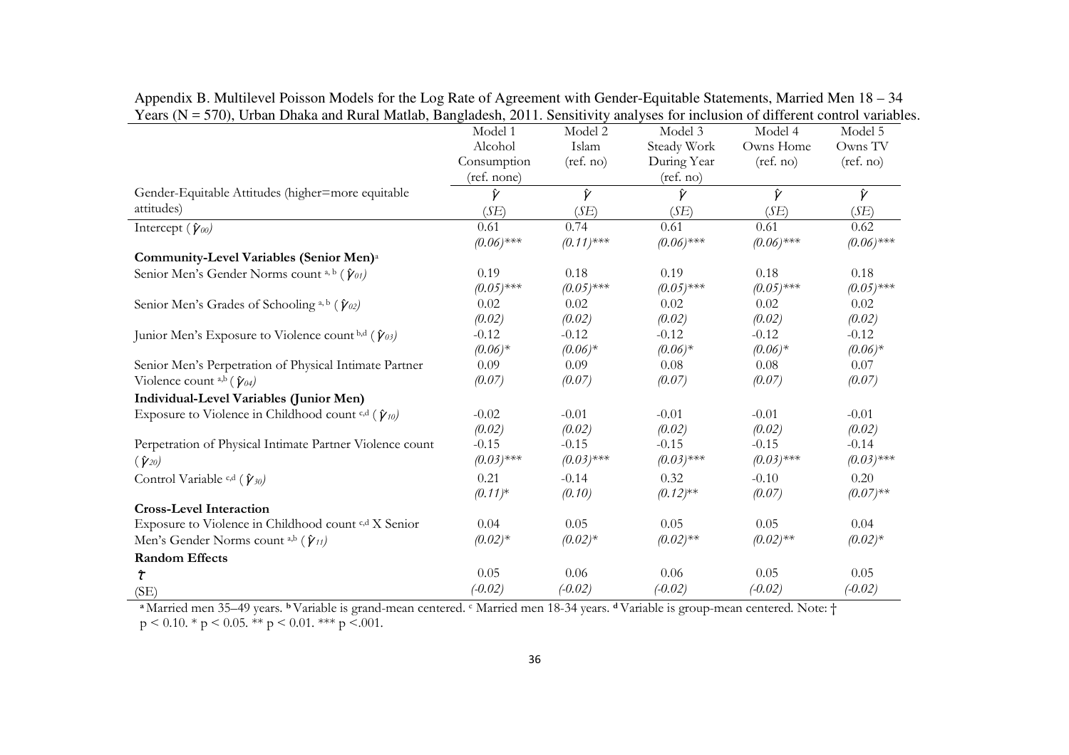Appendix B. Multilevel Poisson Models for the Log Rate of Agreement with Gender-Equitable Statements, Married Men 18 – 34 Years (N = 570), Urban Dhaka and Rural Matlab, Bangladesh, 2011. Sensitivity analyses for inclusion of different control variables.

| | Model 1<br>Alcohol<br>Consumption<br>(ref. none) | Model 2<br>Islam<br>(ref. no) | Model 3<br>Steady Work<br>During Year<br>(ref. no) | Model 4<br>Owns Home<br>(ref. no) | Model 5<br>Owns TV<br>(ref. no) |
|---|---|---|---|---|---|
| Gender-Equitable Attitudes (higher=more equitable attitudes) | $\hat{\gamma}$<br>(*SE*) | $\hat{\gamma}$<br>(*SE*) | $\hat{\gamma}$<br>(*SE*) | $\hat{\gamma}$<br>(*SE*) | $\hat{\gamma}$<br>(*SE*) |
| Intercept ($\hat{\gamma}_{00}$) | 0.61<br>*(0.06)****** | 0.74<br>*(0.11)****** | 0.61<br>*(0.06)****** | 0.61<br>*(0.06)****** | 0.62<br>*(0.06)****** |
| **Community-Level Variables (Senior Men)**[a] | | | | | |
| Senior Men's Gender Norms count [a, b] ($\hat{\gamma}_{01}$) | 0.19<br>*(0.05)****** | 0.18<br>*(0.05)****** | 0.19<br>*(0.05)****** | 0.18<br>*(0.05)****** | 0.18<br>*(0.05)****** |
| Senior Men's Grades of Schooling [a, b] ($\hat{\gamma}_{02}$) | 0.02<br>*(0.02)* | 0.02<br>*(0.02)* | 0.02<br>*(0.02)* | 0.02<br>*(0.02)* | 0.02<br>*(0.02)* |
| Junior Men's Exposure to Violence count [b,d] ($\hat{\gamma}_{03}$) | -0.12<br>*(0.06)** | -0.12<br>*(0.06)** | -0.12<br>*(0.06)** | -0.12<br>*(0.06)** | -0.12<br>*(0.06)** |
| Senior Men's Perpetration of Physical Intimate Partner Violence count [a,b] ($\hat{\gamma}_{04}$) | 0.09<br>*(0.07)* | 0.09<br>*(0.07)* | 0.08<br>*(0.07)* | 0.08<br>*(0.07)* | 0.07<br>*(0.07)* |
| **Individual-Level Variables (Junior Men)** | | | | | |
| Exposure to Violence in Childhood count [c,d] ($\hat{\gamma}_{10}$) | -0.02<br>*(0.02)* | -0.01<br>*(0.02)* | -0.01<br>*(0.02)* | -0.01<br>*(0.02)* | -0.01<br>*(0.02)* |
| Perpetration of Physical Intimate Partner Violence count ($\hat{\gamma}_{20}$) | -0.15<br>*(0.03)****** | -0.15<br>*(0.03)****** | -0.15<br>*(0.03)****** | -0.15<br>*(0.03)****** | -0.14<br>*(0.03)****** |
| Control Variable [c,d] ($\hat{\gamma}_{30}$) | 0.21<br>*(0.11)** | -0.14<br>*(0.10)* | 0.32<br>*(0.12)**** | -0.10<br>*(0.07)* | 0.20<br>*(0.07)**** |
| **Cross-Level Interaction** | | | | | |
| Exposure to Violence in Childhood count [c,d] X Senior Men's Gender Norms count [a,b] ($\hat{\gamma}_{11}$) | 0.04<br>*(0.02)** | 0.05<br>*(0.02)** | 0.05<br>*(0.02)**** | 0.05<br>*(0.02)**** | 0.04<br>*(0.02)** |
| **Random Effects** | | | | | |
| $\hat{\tau}$<br>(SE) | 0.05<br>*(-0.02)* | 0.06<br>*(-0.02)* | 0.06<br>*(-0.02)* | 0.05<br>*(-0.02)* | 0.05<br>*(-0.02)* |

[a] Married men 35–49 years. [b] Variable is grand-mean centered. [c] Married men 18-34 years. [d] Variable is group-mean centered. Note: † $p < 0.10$. * $p < 0.05$. ** $p < 0.01$. *** $p < .001$.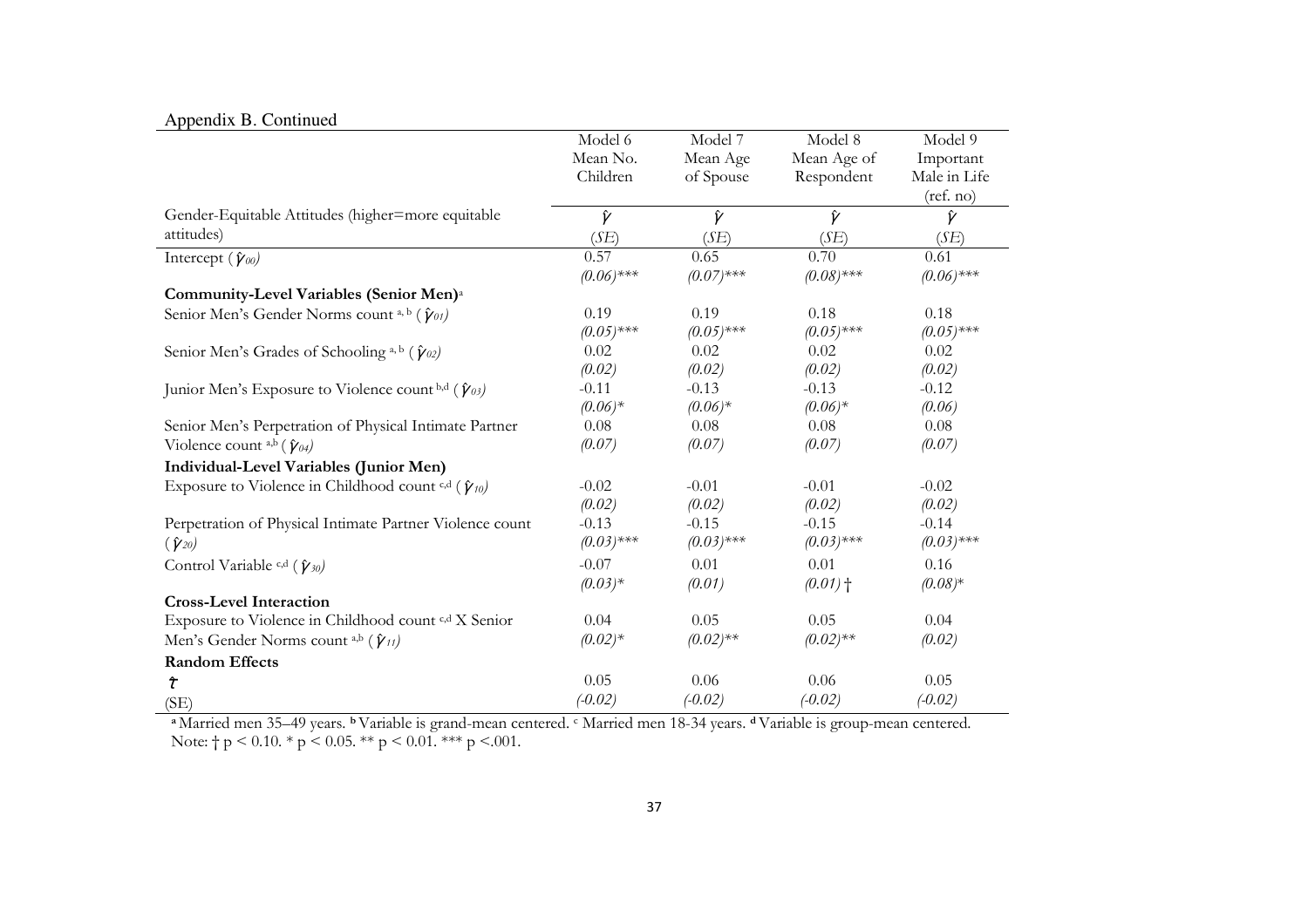Appendix B. Continued

| Gender-Equitable Attitudes (higher=more equitable attitudes) | Model 6 Mean No. Children | Model 7 Mean Age of Spouse | Model 8 Mean Age of Respondent | Model 9 Important Male in Life (ref. no) |
|---|---|---|---|---|
| | $\hat{\gamma}$ (*SE*) | $\hat{\gamma}$ (*SE*) | $\hat{\gamma}$ (*SE*) | $\hat{\gamma}$ (*SE*) |
| Intercept ($\hat{\gamma}_{00}$) | 0.57 | 0.65 | 0.70 | 0.61 |
| | *(0.06)**** | *(0.07)**** | *(0.08)**** | *(0.06)**** |
| **Community-Level Variables (Senior Men)**[a] | | | | |
| Senior Men's Gender Norms count [a, b] ($\hat{\gamma}_{01}$) | 0.19 | 0.19 | 0.18 | 0.18 |
| | *(0.05)**** | *(0.05)**** | *(0.05)**** | *(0.05)**** |
| Senior Men's Grades of Schooling [a, b] ($\hat{\gamma}_{02}$) | 0.02 | 0.02 | 0.02 | 0.02 |
| | *(0.02)* | *(0.02)* | *(0.02)* | *(0.02)* |
| Junior Men's Exposure to Violence count [b,d] ($\hat{\gamma}_{03}$) | -0.11 | -0.13 | -0.13 | -0.12 |
| | *(0.06)** | *(0.06)** | *(0.06)** | *(0.06)* |
| Senior Men's Perpetration of Physical Intimate Partner Violence count [a,b] ($\hat{\gamma}_{04}$) | 0.08 | 0.08 | 0.08 | 0.08 |
| | *(0.07)* | *(0.07)* | *(0.07)* | *(0.07)* |
| **Individual-Level Variables (Junior Men)** | | | | |
| Exposure to Violence in Childhood count [c,d] ($\hat{\gamma}_{10}$) | -0.02 | -0.01 | -0.01 | -0.02 |
| | *(0.02)* | *(0.02)* | *(0.02)* | *(0.02)* |
| Perpetration of Physical Intimate Partner Violence count ($\hat{\gamma}_{20}$) | -0.13 | -0.15 | -0.15 | -0.14 |
| | *(0.03)**** | *(0.03)**** | *(0.03)**** | *(0.03)**** |
| Control Variable [c,d] ($\hat{\gamma}_{30}$) | -0.07 | 0.01 | 0.01 | 0.16 |
| | *(0.03)** | *(0.01)* | *(0.01)* † | *(0.08)** |
| **Cross-Level Interaction** | | | | |
| Exposure to Violence in Childhood count [c,d] X Senior Men's Gender Norms count [a,b] ($\hat{\gamma}_{11}$) | 0.04 | 0.05 | 0.05 | 0.04 |
| | *(0.02)** | *(0.02)*** | *(0.02)*** | *(0.02)* |
| **Random Effects** | | | | |
| $\hat{\tau}$ | 0.05 | 0.06 | 0.06 | 0.05 |
| (SE) | *(-0.02)* | *(-0.02)* | *(-0.02)* | *(-0.02)* |

[a] Married men 35–49 years. [b] Variable is grand-mean centered. [c] Married men 18-34 years. [d] Variable is group-mean centered.
Note: † $p < 0.10$. * $p < 0.05$. ** $p < 0.01$. *** $p < .001$.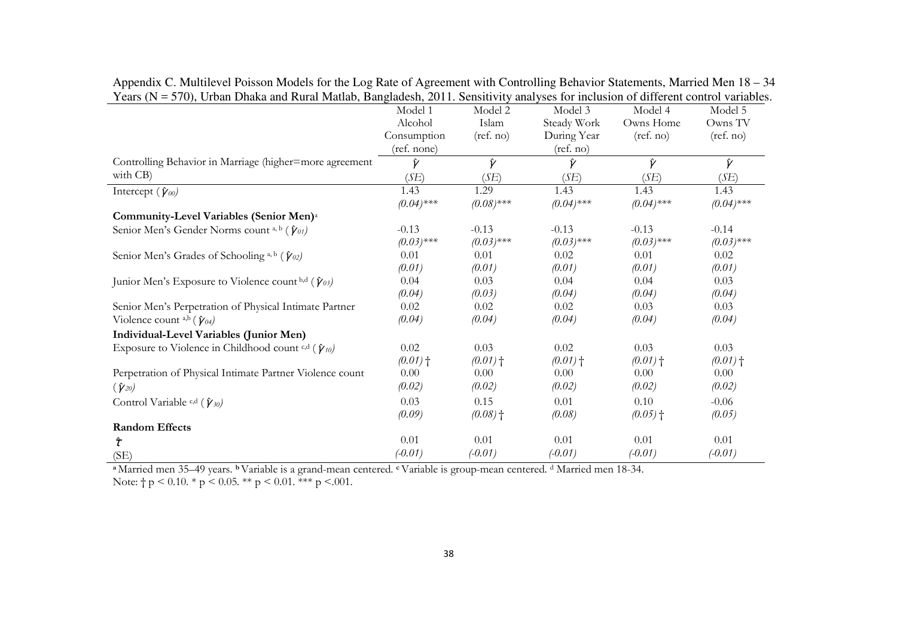Appendix C. Multilevel Poisson Models for the Log Rate of Agreement with Controlling Behavior Statements, Married Men 18 – 34 Years (N = 570), Urban Dhaka and Rural Matlab, Bangladesh, 2011. Sensitivity analyses for inclusion of different control variables.

| | Model 1 Alcohol Consumption (ref. none) | Model 2 Islam (ref. no) | Model 3 Steady Work During Year (ref. no) | Model 4 Owns Home (ref. no) | Model 5 Owns TV (ref. no) |
|---|---|---|---|---|---|
| Controlling Behavior in Marriage (higher=more agreement with CB) | $\hat{\gamma}$ (*SE*) | $\hat{\gamma}$ (*SE*) | $\hat{\gamma}$ (*SE*) | $\hat{\gamma}$ (*SE*) | $\hat{\gamma}$ (*SE*) |
| Intercept ($\hat{\gamma}_{00}$) | 1.43 *(0.04)\*\*\** | 1.29 *(0.08)\*\*\** | 1.43 *(0.04)\*\*\** | 1.43 *(0.04)\*\*\** | 1.43 *(0.04)\*\*\** |
| **Community-Level Variables (Senior Men)**[a] | | | | | |
| Senior Men's Gender Norms count [a, b] ($\hat{\gamma}_{01}$) | -0.13 *(0.03)\*\*\** | -0.13 *(0.03)\*\*\** | -0.13 *(0.03)\*\*\** | -0.13 *(0.03)\*\*\** | -0.14 *(0.03)\*\*\** |
| Senior Men's Grades of Schooling [a, b] ($\hat{\gamma}_{02}$) | 0.01 *(0.01)* | 0.01 *(0.01)* | 0.02 *(0.01)* | 0.01 *(0.01)* | 0.02 *(0.01)* |
| Junior Men's Exposure to Violence count [b,d] ($\hat{\gamma}_{03}$) | 0.04 *(0.04)* | 0.03 *(0.03)* | 0.04 *(0.04)* | 0.04 *(0.04)* | 0.03 *(0.04)* |
| Senior Men's Perpetration of Physical Intimate Partner Violence count [a,b] ($\hat{\gamma}_{04}$) | 0.02 *(0.04)* | 0.02 *(0.04)* | 0.02 *(0.04)* | 0.03 *(0.04)* | 0.03 *(0.04)* |
| **Individual-Level Variables (Junior Men)** | | | | | |
| Exposure to Violence in Childhood count [c,d] ($\hat{\gamma}_{10}$) | 0.02 *(0.01)* † | 0.03 *(0.01)* † | 0.02 *(0.01)* † | 0.03 *(0.01)* † | 0.03 *(0.01)* † |
| Perpetration of Physical Intimate Partner Violence count ($\hat{\gamma}_{20}$) | 0.00 *(0.02)* | 0.00 *(0.02)* | 0.00 *(0.02)* | 0.00 *(0.02)* | 0.00 *(0.02)* |
| Control Variable [c,d] ($\hat{\gamma}_{30}$) | 0.03 *(0.09)* | 0.15 *(0.08)* † | 0.01 *(0.08)* | 0.10 *(0.05)* † | -0.06 *(0.05)* |
| **Random Effects** | | | | | |
| $\hat{\tau}$ (SE) | 0.01 *(-0.01)* | 0.01 *(-0.01)* | 0.01 *(-0.01)* | 0.01 *(-0.01)* | 0.01 *(-0.01)* |

[a] Married men 35–49 years. [b] Variable is a grand-mean centered. [c] Variable is group-mean centered. [d] Married men 18-34.

Note: † $p < 0.10$. * $p < 0.05$. ** $p < 0.01$. *** $p < .001$.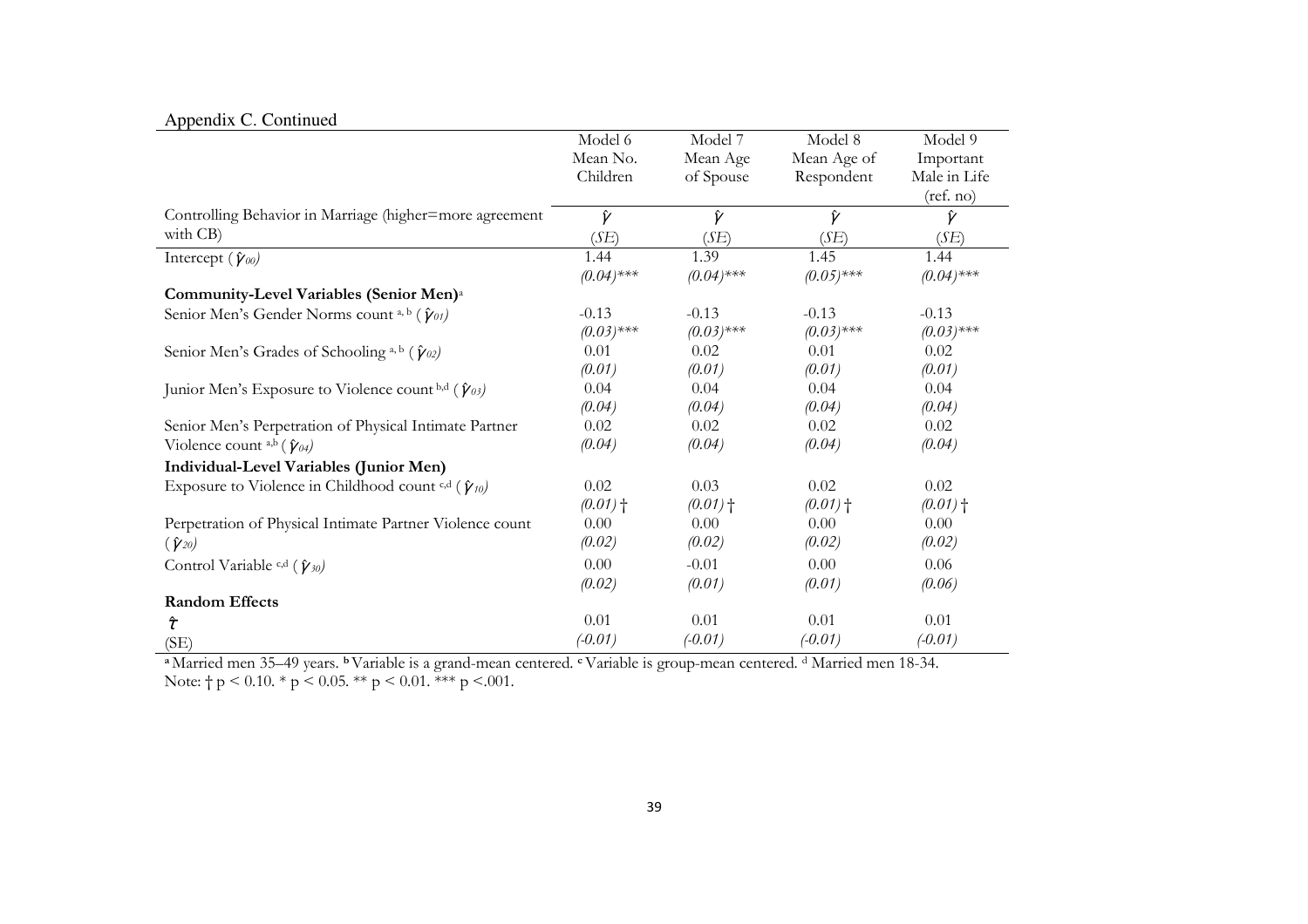Appendix C. Continued

| | Model 6 Mean No. Children | Model 7 Mean Age of Spouse | Model 8 Mean Age of Respondent | Model 9 Important Male in Life (ref. no) |
|---|---|---|---|---|
| Controlling Behavior in Marriage (higher=more agreement with CB) | $\hat{\gamma}$ (*SE*) | $\hat{\gamma}$ (*SE*) | $\hat{\gamma}$ (*SE*) | $\hat{\gamma}$ (*SE*) |
| Intercept ($\hat{\gamma}_{00}$) | 1.44 | 1.39 | 1.45 | 1.44 |
| | *(0.04)****** | *(0.04)****** | *(0.05)****** | *(0.04)****** |
| **Community-Level Variables (Senior Men)**[a] | | | | |
| Senior Men's Gender Norms count [a, b] ($\hat{\gamma}_{01}$) | -0.13 | -0.13 | -0.13 | -0.13 |
| | *(0.03)****** | *(0.03)****** | *(0.03)****** | *(0.03)****** |
| Senior Men's Grades of Schooling [a, b] ($\hat{\gamma}_{02}$) | 0.01 | 0.02 | 0.01 | 0.02 |
| | *(0.01)* | *(0.01)* | *(0.01)* | *(0.01)* |
| Junior Men's Exposure to Violence count [b,d] ($\hat{\gamma}_{03}$) | 0.04 | 0.04 | 0.04 | 0.04 |
| | *(0.04)* | *(0.04)* | *(0.04)* | *(0.04)* |
| Senior Men's Perpetration of Physical Intimate Partner Violence count [a,b] ($\hat{\gamma}_{04}$) | 0.02 | 0.02 | 0.02 | 0.02 |
| | *(0.04)* | *(0.04)* | *(0.04)* | *(0.04)* |
| **Individual-Level Variables (Junior Men)** | | | | |
| Exposure to Violence in Childhood count [c,d] ($\hat{\gamma}_{10}$) | 0.02 | 0.03 | 0.02 | 0.02 |
| | *(0.01)* † | *(0.01)* † | *(0.01)* † | *(0.01)* † |
| Perpetration of Physical Intimate Partner Violence count ($\hat{\gamma}_{20}$) | 0.00 | 0.00 | 0.00 | 0.00 |
| | *(0.02)* | *(0.02)* | *(0.02)* | *(0.02)* |
| Control Variable [c,d] ($\hat{\gamma}_{30}$) | 0.00 | -0.01 | 0.00 | 0.06 |
| | *(0.02)* | *(0.01)* | *(0.01)* | *(0.06)* |
| **Random Effects** | | | | |
| $\hat{\tau}$ | 0.01 | 0.01 | 0.01 | 0.01 |
| (SE) | *(-0.01)* | *(-0.01)* | *(-0.01)* | *(-0.01)* |

[a] Married men 35–49 years. [b] Variable is a grand-mean centered. [c] Variable is group-mean centered. [d] Married men 18-34.
Note: † p < 0.10. * p < 0.05. ** p < 0.01. *** p <.001.